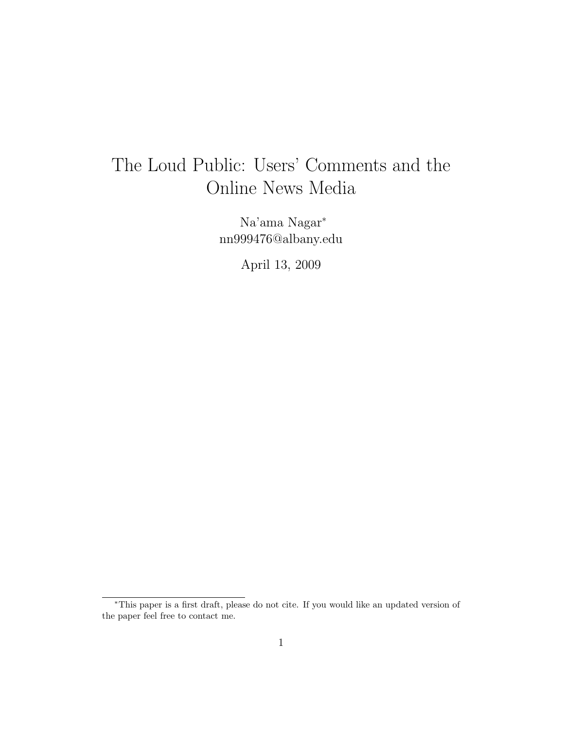# The Loud Public: Users' Comments and the Online News Media

Na'ama Nagar[*]
nn999476@albany.edu

April 13, 2009

[*]This paper is a first draft, please do not cite. If you would like an updated version of the paper feel free to contact me.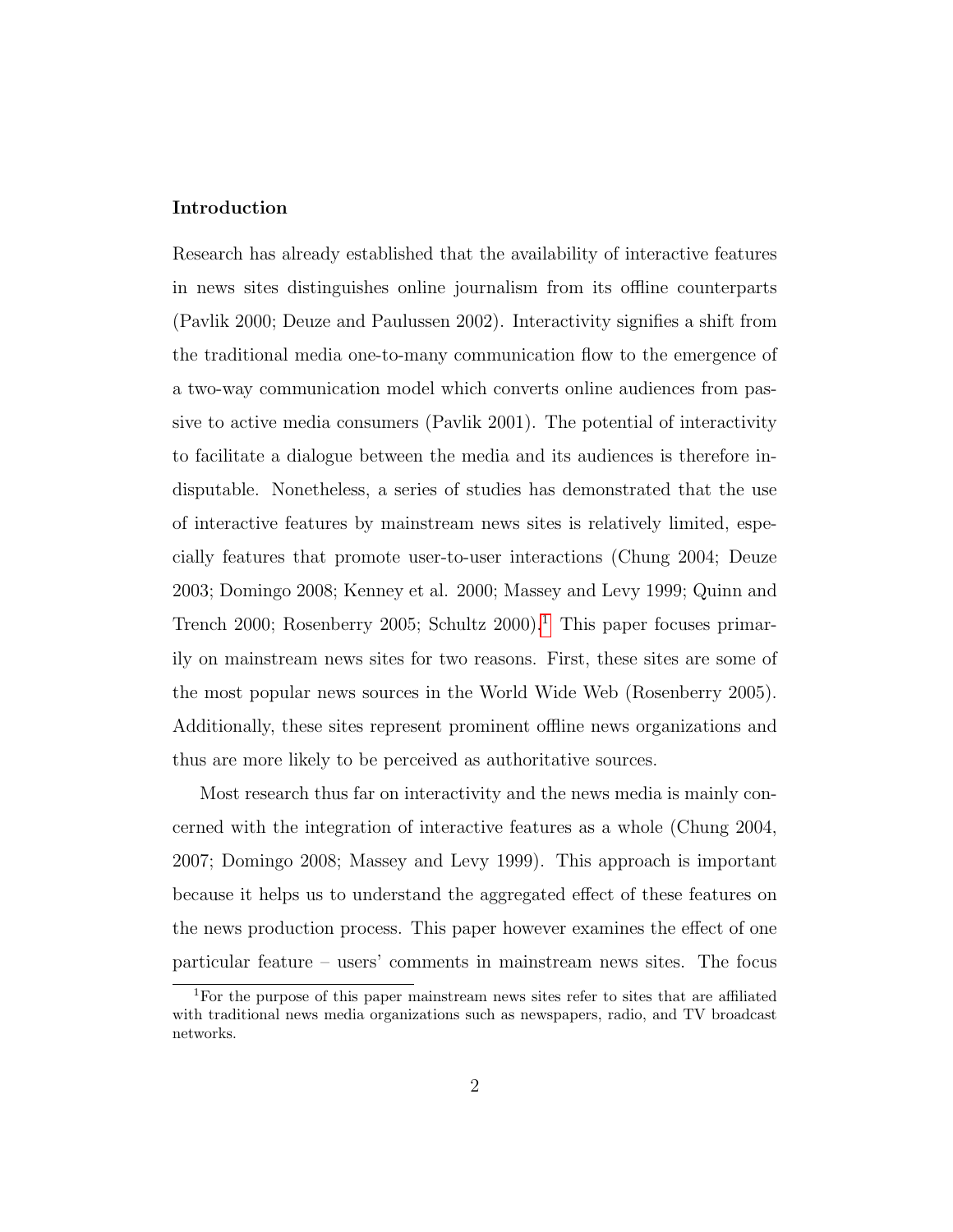## Introduction

Research has already established that the availability of interactive features in news sites distinguishes online journalism from its offline counterparts (Pavlik 2000; Deuze and Paulussen 2002). Interactivity signifies a shift from the traditional media one-to-many communication flow to the emergence of a two-way communication model which converts online audiences from passive to active media consumers (Pavlik 2001). The potential of interactivity to facilitate a dialogue between the media and its audiences is therefore indisputable. Nonetheless, a series of studies has demonstrated that the use of interactive features by mainstream news sites is relatively limited, especially features that promote user-to-user interactions (Chung 2004; Deuze 2003; Domingo 2008; Kenney et al. 2000; Massey and Levy 1999; Quinn and Trench 2000; Rosenberry 2005; Schultz 2000).[1] This paper focuses primarily on mainstream news sites for two reasons. First, these sites are some of the most popular news sources in the World Wide Web (Rosenberry 2005). Additionally, these sites represent prominent offline news organizations and thus are more likely to be perceived as authoritative sources.

Most research thus far on interactivity and the news media is mainly concerned with the integration of interactive features as a whole (Chung 2004, 2007; Domingo 2008; Massey and Levy 1999). This approach is important because it helps us to understand the aggregated effect of these features on the news production process. This paper however examines the effect of one particular feature – users' comments in mainstream news sites. The focus

[1] For the purpose of this paper mainstream news sites refer to sites that are affiliated with traditional news media organizations such as newspapers, radio, and TV broadcast networks.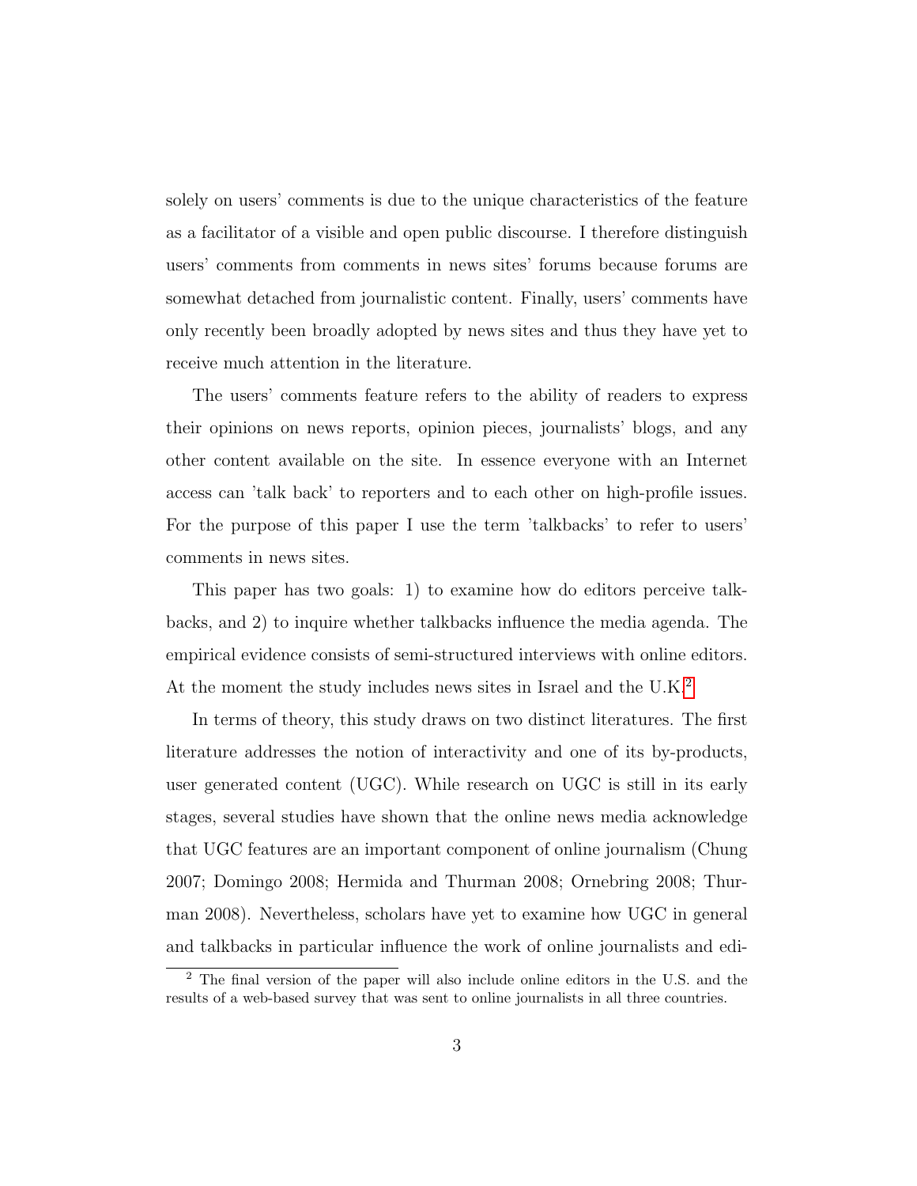solely on users' comments is due to the unique characteristics of the feature as a facilitator of a visible and open public discourse. I therefore distinguish users' comments from comments in news sites' forums because forums are somewhat detached from journalistic content. Finally, users' comments have only recently been broadly adopted by news sites and thus they have yet to receive much attention in the literature.

The users' comments feature refers to the ability of readers to express their opinions on news reports, opinion pieces, journalists' blogs, and any other content available on the site. In essence everyone with an Internet access can 'talk back' to reporters and to each other on high-profile issues. For the purpose of this paper I use the term 'talkbacks' to refer to users' comments in news sites.

This paper has two goals: 1) to examine how do editors perceive talkbacks, and 2) to inquire whether talkbacks influence the media agenda. The empirical evidence consists of semi-structured interviews with online editors. At the moment the study includes news sites in Israel and the U.K.[2]

In terms of theory, this study draws on two distinct literatures. The first literature addresses the notion of interactivity and one of its by-products, user generated content (UGC). While research on UGC is still in its early stages, several studies have shown that the online news media acknowledge that UGC features are an important component of online journalism (Chung 2007; Domingo 2008; Hermida and Thurman 2008; Ornebring 2008; Thurman 2008). Nevertheless, scholars have yet to examine how UGC in general and talkbacks in particular influence the work of online journalists and edi-

[2] The final version of the paper will also include online editors in the U.S. and the results of a web-based survey that was sent to online journalists in all three countries.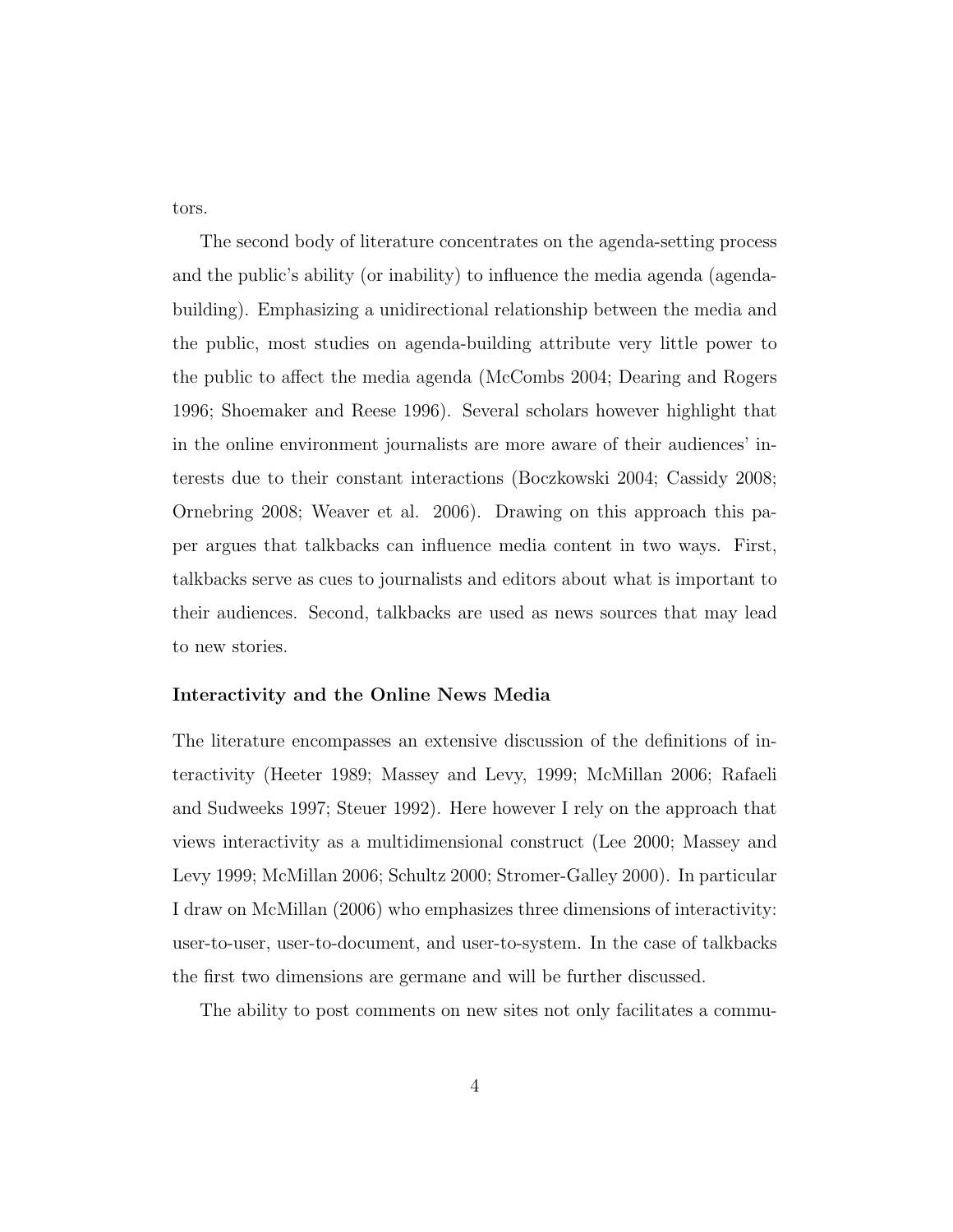tors.

The second body of literature concentrates on the agenda-setting process and the public's ability (or inability) to influence the media agenda (agenda-building). Emphasizing a unidirectional relationship between the media and the public, most studies on agenda-building attribute very little power to the public to affect the media agenda (McCombs 2004; Dearing and Rogers 1996; Shoemaker and Reese 1996). Several scholars however highlight that in the online environment journalists are more aware of their audiences' interests due to their constant interactions (Boczkowski 2004; Cassidy 2008; Ornebring 2008; Weaver et al. 2006). Drawing on this approach this paper argues that talkbacks can influence media content in two ways. First, talkbacks serve as cues to journalists and editors about what is important to their audiences. Second, talkbacks are used as news sources that may lead to new stories.

### Interactivity and the Online News Media

The literature encompasses an extensive discussion of the definitions of interactivity (Heeter 1989; Massey and Levy, 1999; McMillan 2006; Rafaeli and Sudweeks 1997; Steuer 1992). Here however I rely on the approach that views interactivity as a multidimensional construct (Lee 2000; Massey and Levy 1999; McMillan 2006; Schultz 2000; Stromer-Galley 2000). In particular I draw on McMillan (2006) who emphasizes three dimensions of interactivity: user-to-user, user-to-document, and user-to-system. In the case of talkbacks the first two dimensions are germane and will be further discussed.

The ability to post comments on new sites not only facilitates a commu-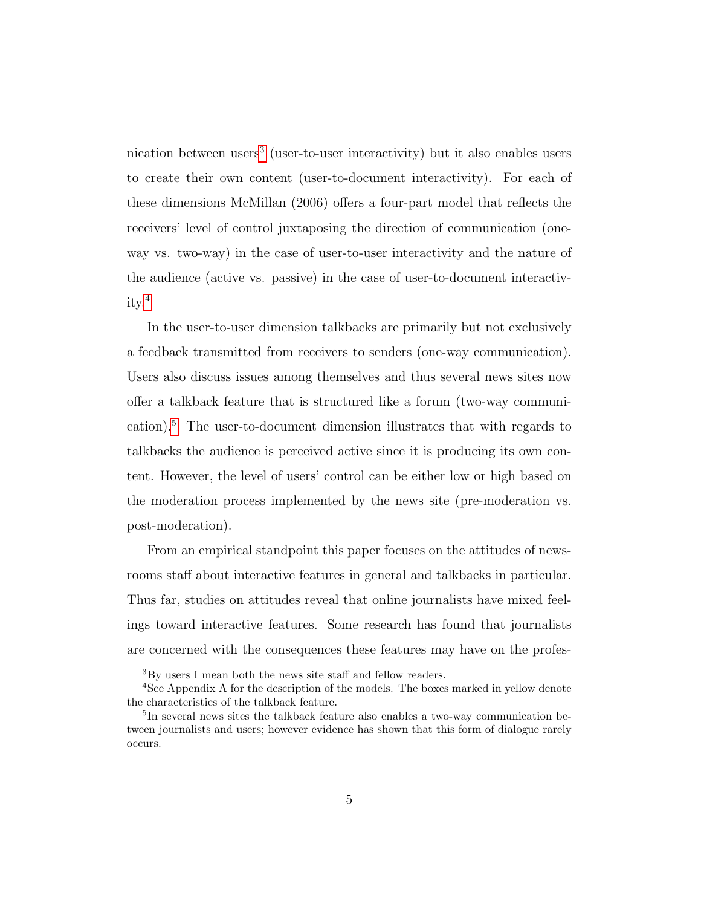nication between users[3] (user-to-user interactivity) but it also enables users to create their own content (user-to-document interactivity). For each of these dimensions McMillan (2006) offers a four-part model that reflects the receivers' level of control juxtaposing the direction of communication (one-way vs. two-way) in the case of user-to-user interactivity and the nature of the audience (active vs. passive) in the case of user-to-document interactivity.[4]

In the user-to-user dimension talkbacks are primarily but not exclusively a feedback transmitted from receivers to senders (one-way communication). Users also discuss issues among themselves and thus several news sites now offer a talkback feature that is structured like a forum (two-way communication).[5] The user-to-document dimension illustrates that with regards to talkbacks the audience is perceived active since it is producing its own content. However, the level of users' control can be either low or high based on the moderation process implemented by the news site (pre-moderation vs. post-moderation).

From an empirical standpoint this paper focuses on the attitudes of newsrooms staff about interactive features in general and talkbacks in particular. Thus far, studies on attitudes reveal that online journalists have mixed feelings toward interactive features. Some research has found that journalists are concerned with the consequences these features may have on the profes-

---

[3] By users I mean both the news site staff and fellow readers.

[4] See Appendix A for the description of the models. The boxes marked in yellow denote the characteristics of the talkback feature.

[5] In several news sites the talkback feature also enables a two-way communication between journalists and users; however evidence has shown that this form of dialogue rarely occurs.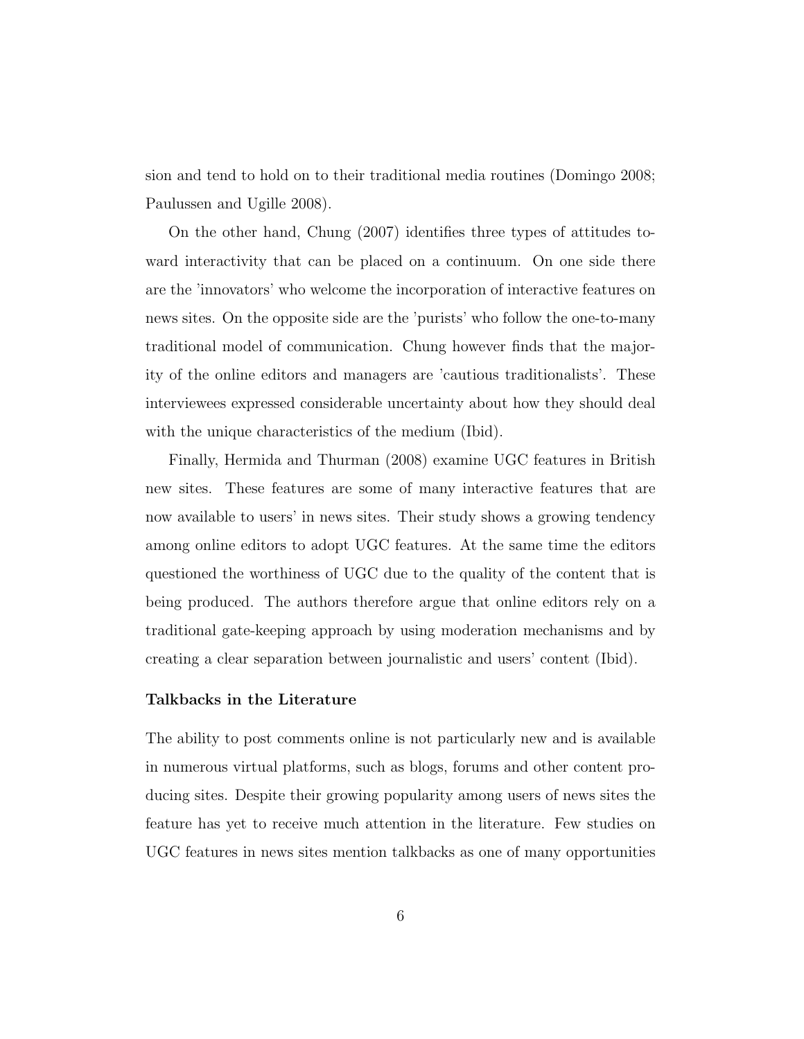sion and tend to hold on to their traditional media routines (Domingo 2008; Paulussen and Ugille 2008).

On the other hand, Chung (2007) identifies three types of attitudes toward interactivity that can be placed on a continuum. On one side there are the 'innovators' who welcome the incorporation of interactive features on news sites. On the opposite side are the 'purists' who follow the one-to-many traditional model of communication. Chung however finds that the majority of the online editors and managers are 'cautious traditionalists'. These interviewees expressed considerable uncertainty about how they should deal with the unique characteristics of the medium (Ibid).

Finally, Hermida and Thurman (2008) examine UGC features in British new sites. These features are some of many interactive features that are now available to users' in news sites. Their study shows a growing tendency among online editors to adopt UGC features. At the same time the editors questioned the worthiness of UGC due to the quality of the content that is being produced. The authors therefore argue that online editors rely on a traditional gate-keeping approach by using moderation mechanisms and by creating a clear separation between journalistic and users' content (Ibid).

### Talkbacks in the Literature

The ability to post comments online is not particularly new and is available in numerous virtual platforms, such as blogs, forums and other content producing sites. Despite their growing popularity among users of news sites the feature has yet to receive much attention in the literature. Few studies on UGC features in news sites mention talkbacks as one of many opportunities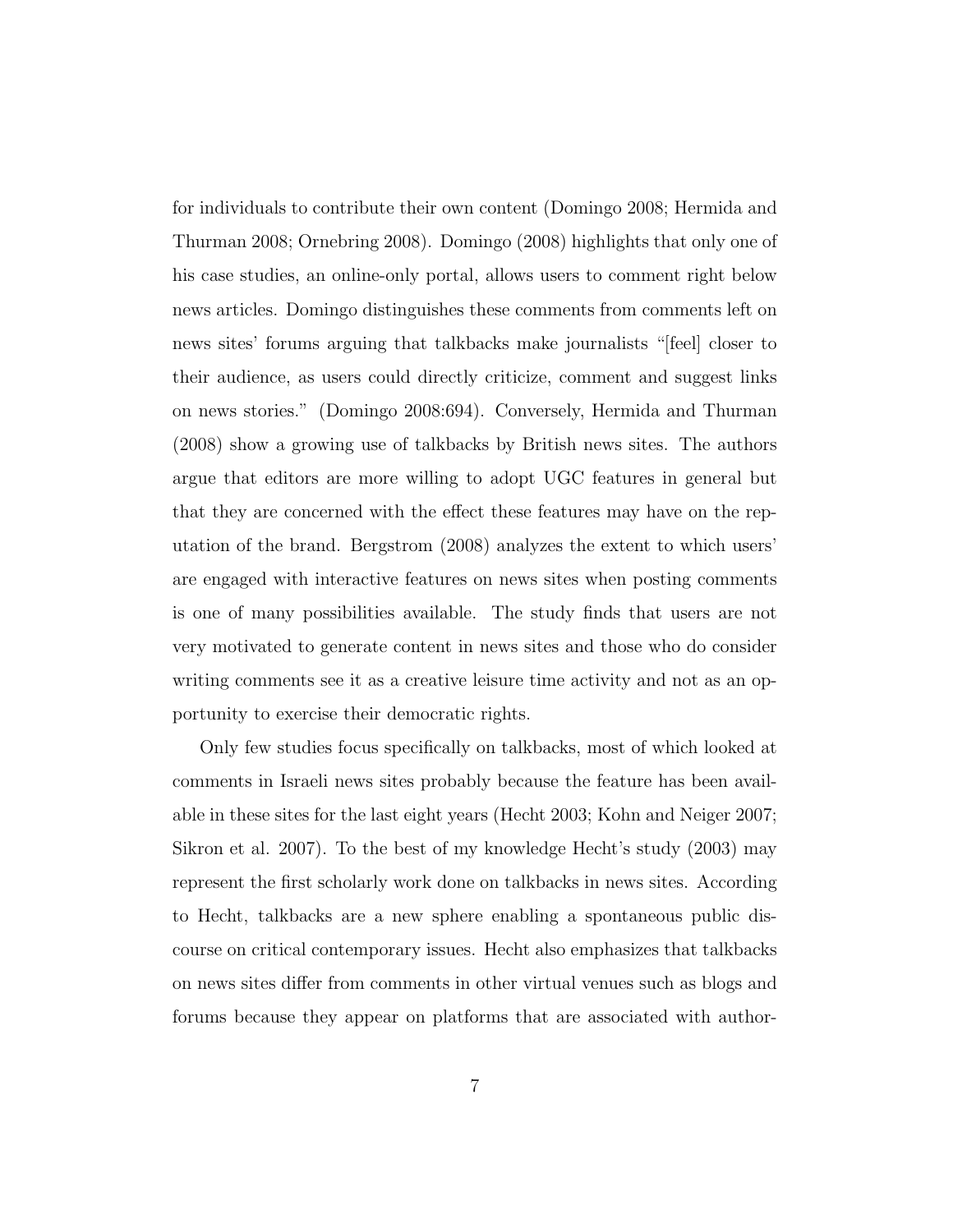for individuals to contribute their own content (Domingo 2008; Hermida and Thurman 2008; Ornebring 2008). Domingo (2008) highlights that only one of his case studies, an online-only portal, allows users to comment right below news articles. Domingo distinguishes these comments from comments left on news sites' forums arguing that talkbacks make journalists "[feel] closer to their audience, as users could directly criticize, comment and suggest links on news stories." (Domingo 2008:694). Conversely, Hermida and Thurman (2008) show a growing use of talkbacks by British news sites. The authors argue that editors are more willing to adopt UGC features in general but that they are concerned with the effect these features may have on the reputation of the brand. Bergstrom (2008) analyzes the extent to which users' are engaged with interactive features on news sites when posting comments is one of many possibilities available. The study finds that users are not very motivated to generate content in news sites and those who do consider writing comments see it as a creative leisure time activity and not as an opportunity to exercise their democratic rights.

Only few studies focus specifically on talkbacks, most of which looked at comments in Israeli news sites probably because the feature has been available in these sites for the last eight years (Hecht 2003; Kohn and Neiger 2007; Sikron et al. 2007). To the best of my knowledge Hecht's study (2003) may represent the first scholarly work done on talkbacks in news sites. According to Hecht, talkbacks are a new sphere enabling a spontaneous public discourse on critical contemporary issues. Hecht also emphasizes that talkbacks on news sites differ from comments in other virtual venues such as blogs and forums because they appear on platforms that are associated with author-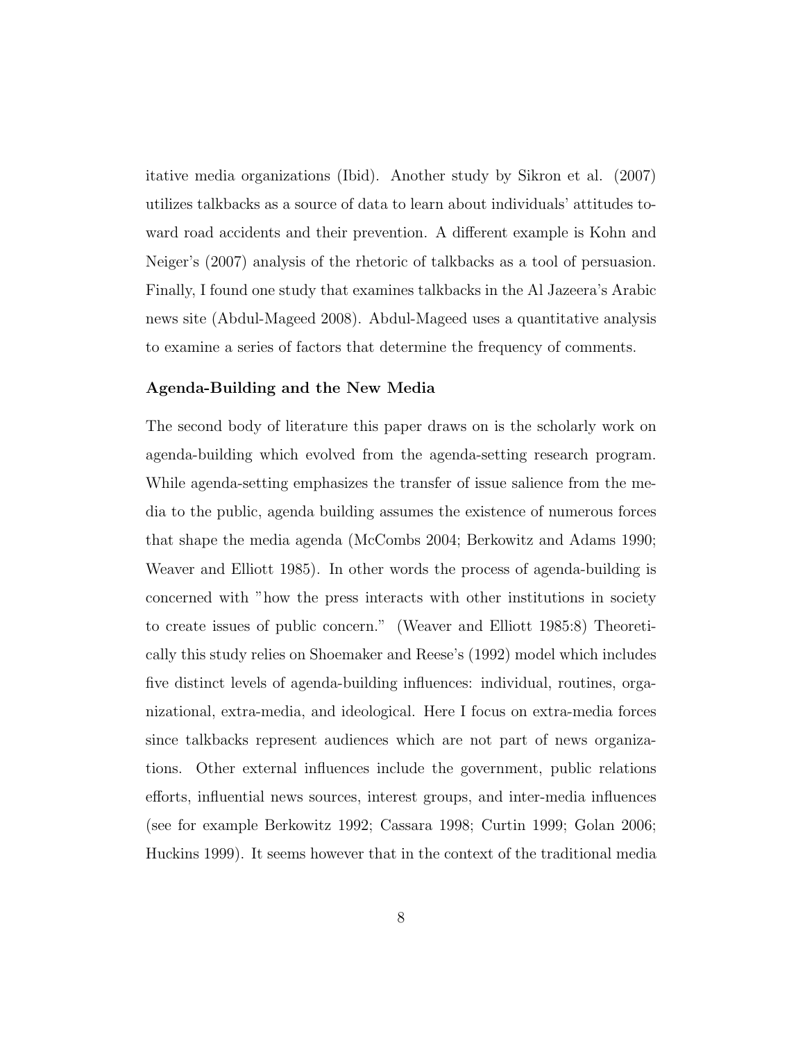itative media organizations (Ibid). Another study by Sikron et al. (2007) utilizes talkbacks as a source of data to learn about individuals' attitudes toward road accidents and their prevention. A different example is Kohn and Neiger's (2007) analysis of the rhetoric of talkbacks as a tool of persuasion. Finally, I found one study that examines talkbacks in the Al Jazeera's Arabic news site (Abdul-Mageed 2008). Abdul-Mageed uses a quantitative analysis to examine a series of factors that determine the frequency of comments.

**Agenda-Building and the New Media**

The second body of literature this paper draws on is the scholarly work on agenda-building which evolved from the agenda-setting research program. While agenda-setting emphasizes the transfer of issue salience from the media to the public, agenda building assumes the existence of numerous forces that shape the media agenda (McCombs 2004; Berkowitz and Adams 1990; Weaver and Elliott 1985). In other words the process of agenda-building is concerned with "how the press interacts with other institutions in society to create issues of public concern." (Weaver and Elliott 1985:8) Theoretically this study relies on Shoemaker and Reese's (1992) model which includes five distinct levels of agenda-building influences: individual, routines, organizational, extra-media, and ideological. Here I focus on extra-media forces since talkbacks represent audiences which are not part of news organizations. Other external influences include the government, public relations efforts, influential news sources, interest groups, and inter-media influences (see for example Berkowitz 1992; Cassara 1998; Curtin 1999; Golan 2006; Huckins 1999). It seems however that in the context of the traditional media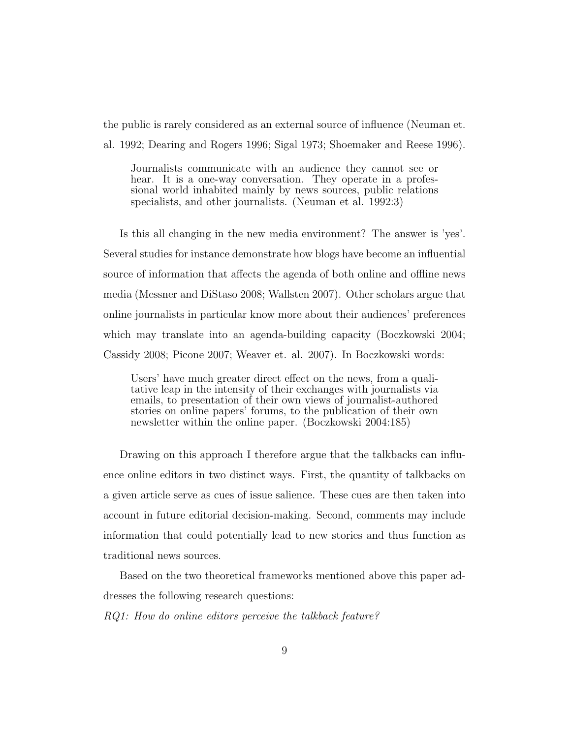the public is rarely considered as an external source of influence (Neuman et. al. 1992; Dearing and Rogers 1996; Sigal 1973; Shoemaker and Reese 1996).

> Journalists communicate with an audience they cannot see or hear. It is a one-way conversation. They operate in a professional world inhabited mainly by news sources, public relations specialists, and other journalists. (Neuman et al. 1992:3)

Is this all changing in the new media environment? The answer is 'yes'. Several studies for instance demonstrate how blogs have become an influential source of information that affects the agenda of both online and offline news media (Messner and DiStaso 2008; Wallsten 2007). Other scholars argue that online journalists in particular know more about their audiences' preferences which may translate into an agenda-building capacity (Boczkowski 2004; Cassidy 2008; Picone 2007; Weaver et. al. 2007). In Boczkowski words:

> Users' have much greater direct effect on the news, from a qualitative leap in the intensity of their exchanges with journalists via emails, to presentation of their own views of journalist-authored stories on online papers' forums, to the publication of their own newsletter within the online paper. (Boczkowski 2004:185)

Drawing on this approach I therefore argue that the talkbacks can influence online editors in two distinct ways. First, the quantity of talkbacks on a given article serve as cues of issue salience. These cues are then taken into account in future editorial decision-making. Second, comments may include information that could potentially lead to new stories and thus function as traditional news sources.

Based on the two theoretical frameworks mentioned above this paper addresses the following research questions:

*RQ1: How do online editors perceive the talkback feature?*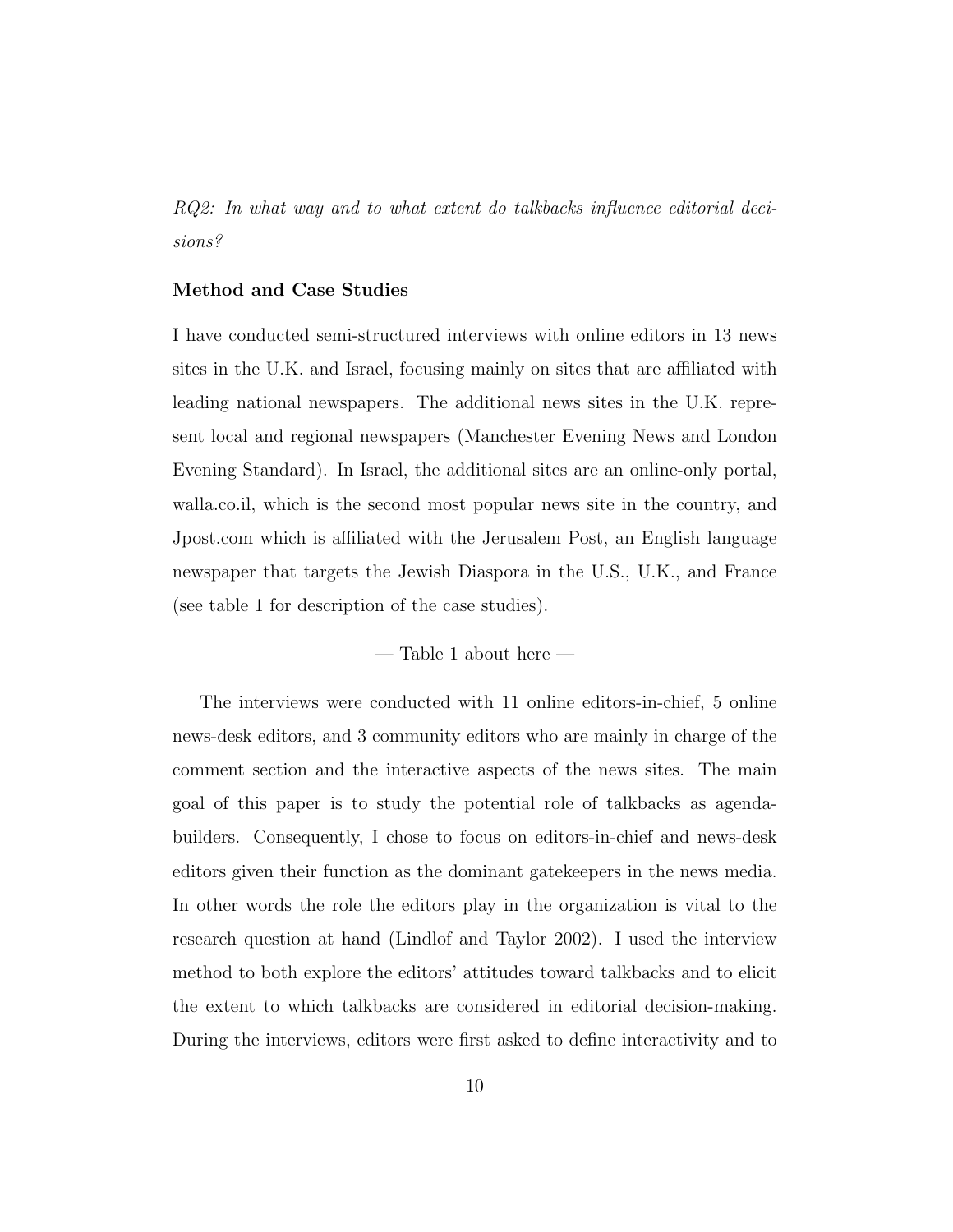*RQ2: In what way and to what extent do talkbacks influence editorial decisions?*

### Method and Case Studies

I have conducted semi-structured interviews with online editors in 13 news sites in the U.K. and Israel, focusing mainly on sites that are affiliated with leading national newspapers. The additional news sites in the U.K. represent local and regional newspapers (Manchester Evening News and London Evening Standard). In Israel, the additional sites are an online-only portal, walla.co.il, which is the second most popular news site in the country, and Jpost.com which is affiliated with the Jerusalem Post, an English language newspaper that targets the Jewish Diaspora in the U.S., U.K., and France (see table 1 for description of the case studies).

— Table 1 about here —

The interviews were conducted with 11 online editors-in-chief, 5 online news-desk editors, and 3 community editors who are mainly in charge of the comment section and the interactive aspects of the news sites. The main goal of this paper is to study the potential role of talkbacks as agenda-builders. Consequently, I chose to focus on editors-in-chief and news-desk editors given their function as the dominant gatekeepers in the news media. In other words the role the editors play in the organization is vital to the research question at hand (Lindlof and Taylor 2002). I used the interview method to both explore the editors' attitudes toward talkbacks and to elicit the extent to which talkbacks are considered in editorial decision-making. During the interviews, editors were first asked to define interactivity and to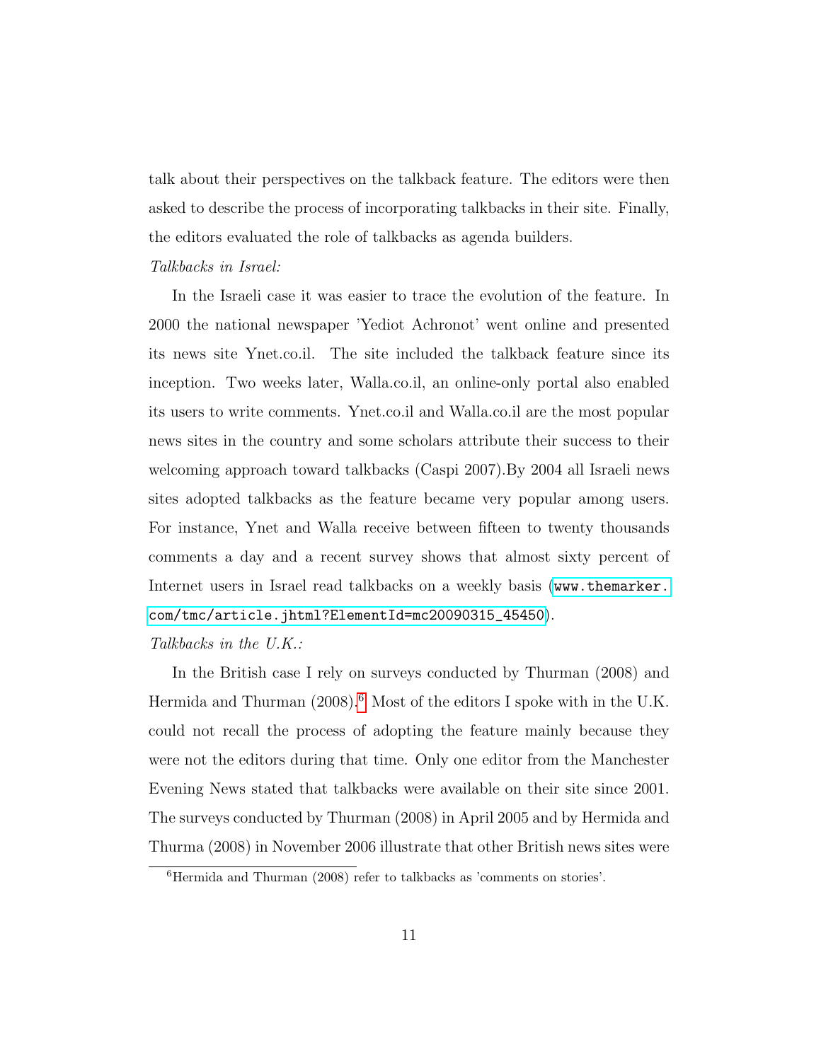talk about their perspectives on the talkback feature. The editors were then asked to describe the process of incorporating talkbacks in their site. Finally, the editors evaluated the role of talkbacks as agenda builders.

*Talkbacks in Israel:*

In the Israeli case it was easier to trace the evolution of the feature. In 2000 the national newspaper 'Yediot Achronot' went online and presented its news site Ynet.co.il. The site included the talkback feature since its inception. Two weeks later, Walla.co.il, an online-only portal also enabled its users to write comments. Ynet.co.il and Walla.co.il are the most popular news sites in the country and some scholars attribute their success to their welcoming approach toward talkbacks (Caspi 2007).By 2004 all Israeli news sites adopted talkbacks as the feature became very popular among users. For instance, Ynet and Walla receive between fifteen to twenty thousands comments a day and a recent survey shows that almost sixty percent of Internet users in Israel read talkbacks on a weekly basis (`www.themarker.com/tmc/article.jhtml?ElementId=mc20090315_45450`).

*Talkbacks in the U.K.:*

In the British case I rely on surveys conducted by Thurman (2008) and Hermida and Thurman (2008).[6] Most of the editors I spoke with in the U.K. could not recall the process of adopting the feature mainly because they were not the editors during that time. Only one editor from the Manchester Evening News stated that talkbacks were available on their site since 2001. The surveys conducted by Thurman (2008) in April 2005 and by Hermida and Thurma (2008) in November 2006 illustrate that other British news sites were

[6] Hermida and Thurman (2008) refer to talkbacks as 'comments on stories'.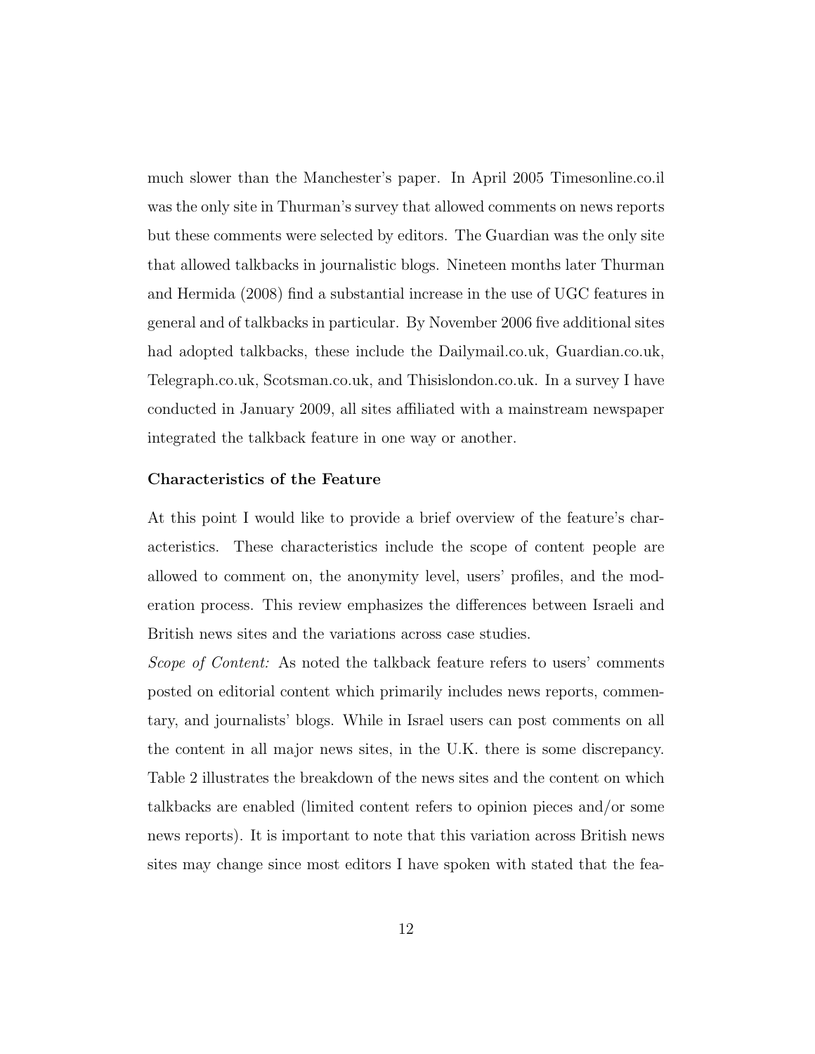much slower than the Manchester's paper. In April 2005 Timesonline.co.il was the only site in Thurman's survey that allowed comments on news reports but these comments were selected by editors. The Guardian was the only site that allowed talkbacks in journalistic blogs. Nineteen months later Thurman and Hermida (2008) find a substantial increase in the use of UGC features in general and of talkbacks in particular. By November 2006 five additional sites had adopted talkbacks, these include the Dailymail.co.uk, Guardian.co.uk, Telegraph.co.uk, Scotsman.co.uk, and Thisislondon.co.uk. In a survey I have conducted in January 2009, all sites affiliated with a mainstream newspaper integrated the talkback feature in one way or another.

### Characteristics of the Feature

At this point I would like to provide a brief overview of the feature's characteristics. These characteristics include the scope of content people are allowed to comment on, the anonymity level, users' profiles, and the moderation process. This review emphasizes the differences between Israeli and British news sites and the variations across case studies.

*Scope of Content:* As noted the talkback feature refers to users' comments posted on editorial content which primarily includes news reports, commentary, and journalists' blogs. While in Israel users can post comments on all the content in all major news sites, in the U.K. there is some discrepancy. Table 2 illustrates the breakdown of the news sites and the content on which talkbacks are enabled (limited content refers to opinion pieces and/or some news reports). It is important to note that this variation across British news sites may change since most editors I have spoken with stated that the fea-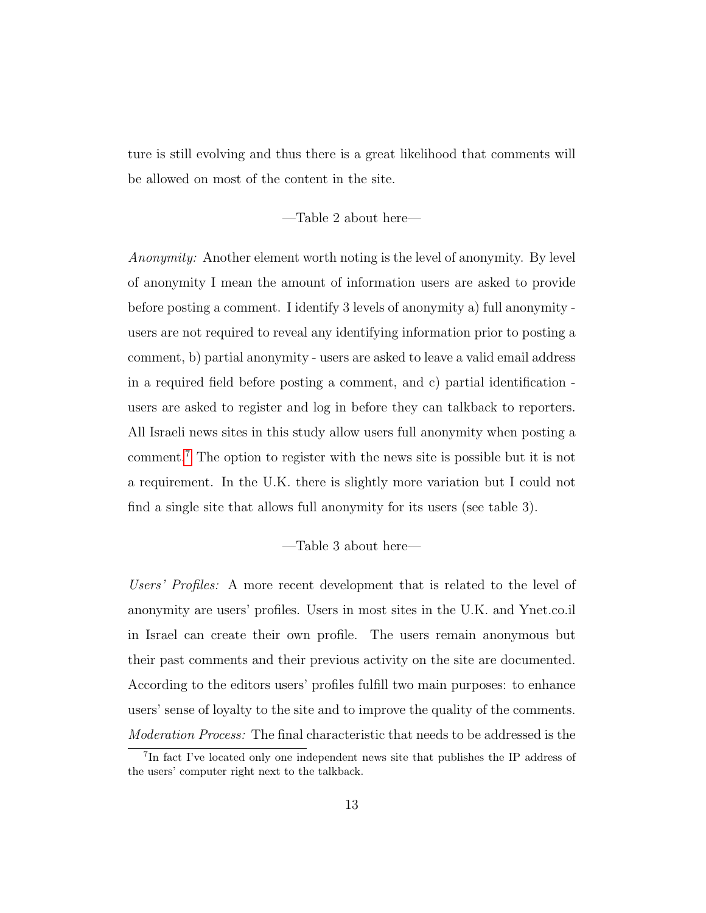ture is still evolving and thus there is a great likelihood that comments will be allowed on most of the content in the site.

—Table 2 about here—

*Anonymity:* Another element worth noting is the level of anonymity. By level of anonymity I mean the amount of information users are asked to provide before posting a comment. I identify 3 levels of anonymity a) full anonymity - users are not required to reveal any identifying information prior to posting a comment, b) partial anonymity - users are asked to leave a valid email address in a required field before posting a comment, and c) partial identification - users are asked to register and log in before they can talkback to reporters. All Israeli news sites in this study allow users full anonymity when posting a comment.[7] The option to register with the news site is possible but it is not a requirement. In the U.K. there is slightly more variation but I could not find a single site that allows full anonymity for its users (see table 3).

—Table 3 about here—

*Users' Profiles:* A more recent development that is related to the level of anonymity are users' profiles. Users in most sites in the U.K. and Ynet.co.il in Israel can create their own profile. The users remain anonymous but their past comments and their previous activity on the site are documented. According to the editors users' profiles fulfill two main purposes: to enhance users' sense of loyalty to the site and to improve the quality of the comments.

*Moderation Process:* The final characteristic that needs to be addressed is the

[7] In fact I've located only one independent news site that publishes the IP address of the users' computer right next to the talkback.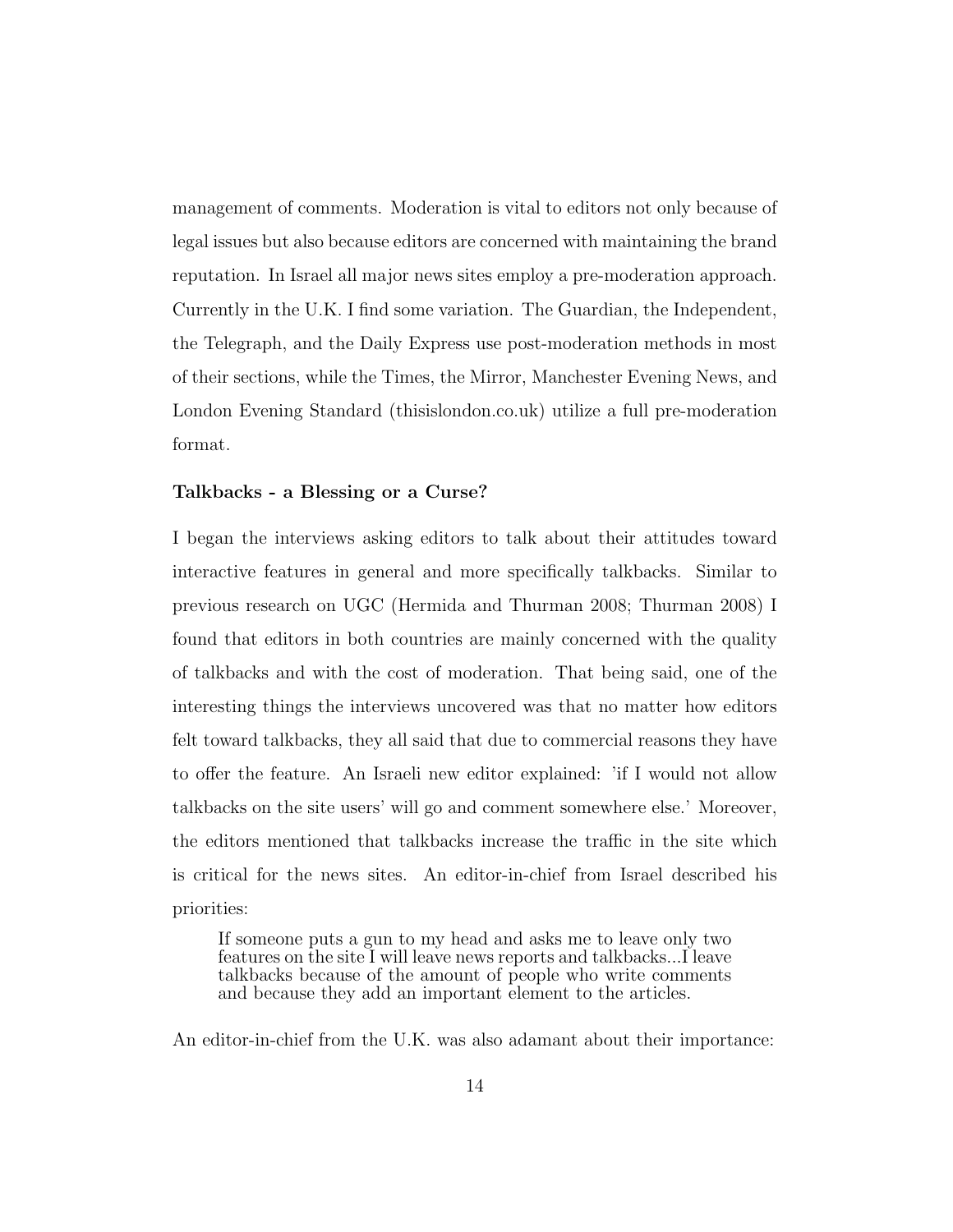management of comments. Moderation is vital to editors not only because of legal issues but also because editors are concerned with maintaining the brand reputation. In Israel all major news sites employ a pre-moderation approach. Currently in the U.K. I find some variation. The Guardian, the Independent, the Telegraph, and the Daily Express use post-moderation methods in most of their sections, while the Times, the Mirror, Manchester Evening News, and London Evening Standard (thisislondon.co.uk) utilize a full pre-moderation format.

### Talkbacks - a Blessing or a Curse?

I began the interviews asking editors to talk about their attitudes toward interactive features in general and more specifically talkbacks. Similar to previous research on UGC (Hermida and Thurman 2008; Thurman 2008) I found that editors in both countries are mainly concerned with the quality of talkbacks and with the cost of moderation. That being said, one of the interesting things the interviews uncovered was that no matter how editors felt toward talkbacks, they all said that due to commercial reasons they have to offer the feature. An Israeli new editor explained: 'if I would not allow talkbacks on the site users' will go and comment somewhere else.' Moreover, the editors mentioned that talkbacks increase the traffic in the site which is critical for the news sites. An editor-in-chief from Israel described his priorities:

> If someone puts a gun to my head and asks me to leave only two features on the site I will leave news reports and talkbacks...I leave talkbacks because of the amount of people who write comments and because they add an important element to the articles.

An editor-in-chief from the U.K. was also adamant about their importance: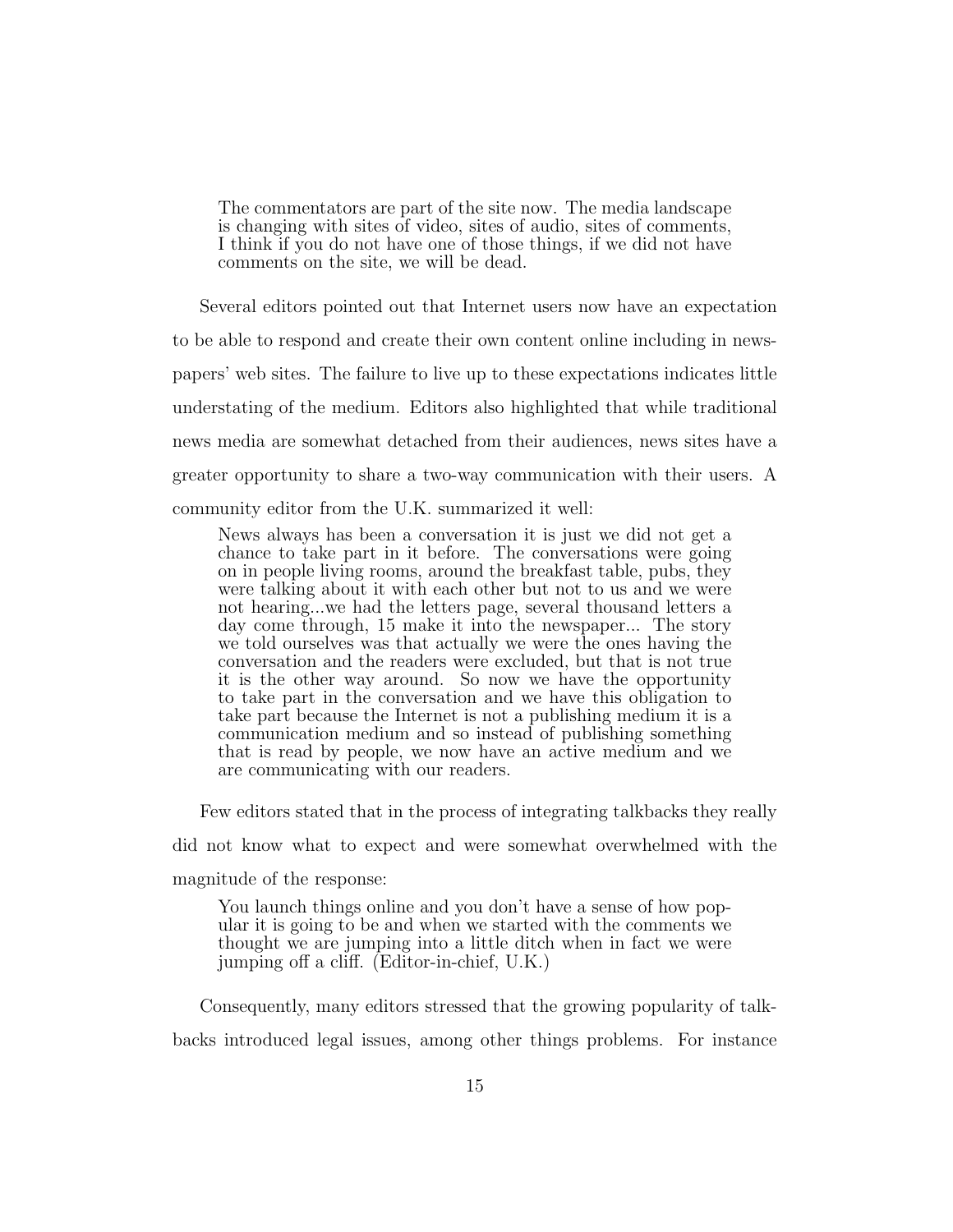> The commentators are part of the site now. The media landscape is changing with sites of video, sites of audio, sites of comments, I think if you do not have one of those things, if we did not have comments on the site, we will be dead.

Several editors pointed out that Internet users now have an expectation to be able to respond and create their own content online including in newspapers' web sites. The failure to live up to these expectations indicates little understating of the medium. Editors also highlighted that while traditional news media are somewhat detached from their audiences, news sites have a greater opportunity to share a two-way communication with their users. A community editor from the U.K. summarized it well:

> News always has been a conversation it is just we did not get a chance to take part in it before. The conversations were going on in people living rooms, around the breakfast table, pubs, they were talking about it with each other but not to us and we were not hearing...we had the letters page, several thousand letters a day come through, 15 make it into the newspaper... The story we told ourselves was that actually we were the ones having the conversation and the readers were excluded, but that is not true it is the other way around. So now we have the opportunity to take part in the conversation and we have this obligation to take part because the Internet is not a publishing medium it is a communication medium and so instead of publishing something that is read by people, we now have an active medium and we are communicating with our readers.

Few editors stated that in the process of integrating talkbacks they really did not know what to expect and were somewhat overwhelmed with the magnitude of the response:

> You launch things online and you don't have a sense of how popular it is going to be and when we started with the comments we thought we are jumping into a little ditch when in fact we were jumping off a cliff. (Editor-in-chief, U.K.)

Consequently, many editors stressed that the growing popularity of talkbacks introduced legal issues, among other things problems. For instance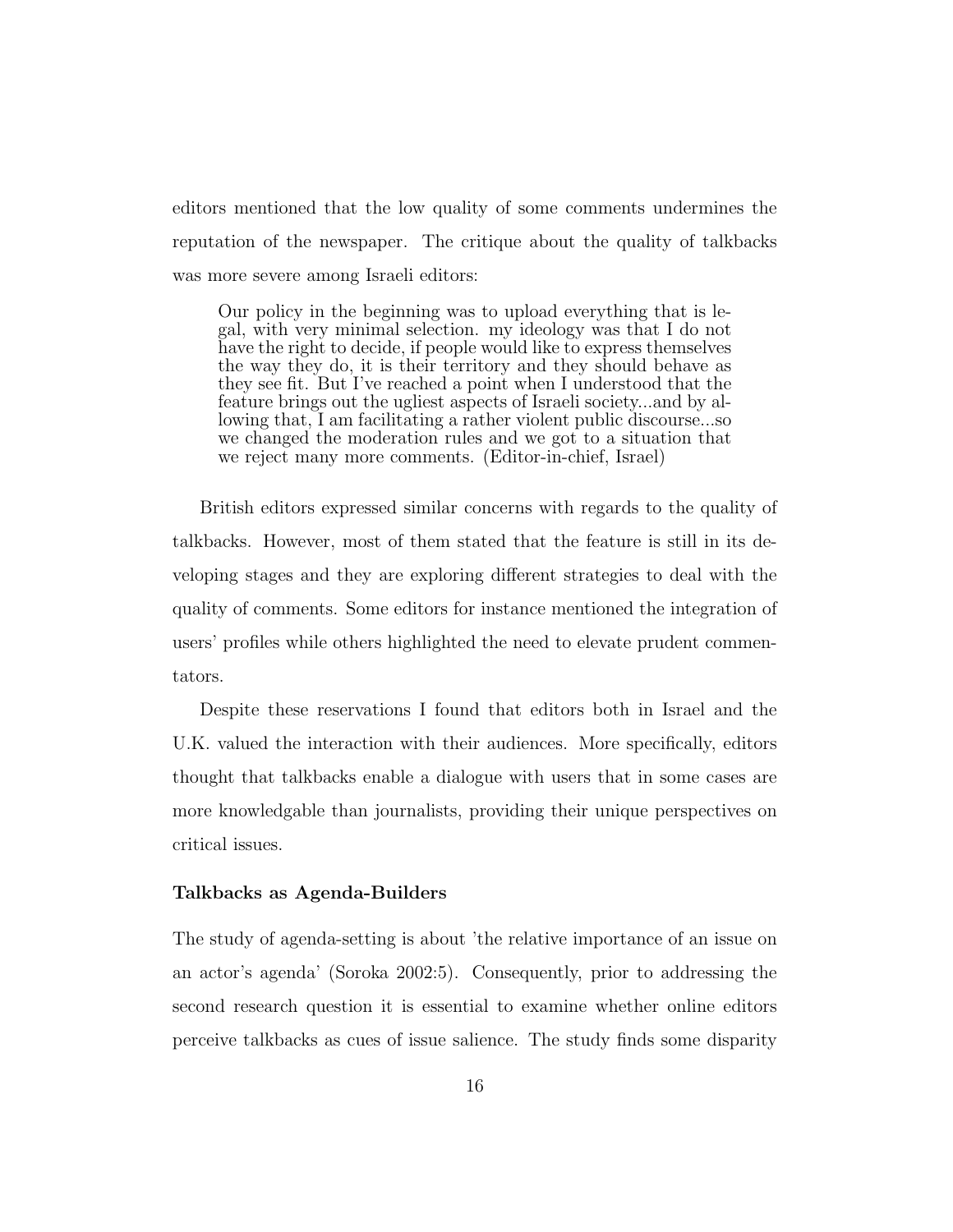editors mentioned that the low quality of some comments undermines the reputation of the newspaper. The critique about the quality of talkbacks was more severe among Israeli editors:

> Our policy in the beginning was to upload everything that is legal, with very minimal selection. my ideology was that I do not have the right to decide, if people would like to express themselves the way they do, it is their territory and they should behave as they see fit. But I've reached a point when I understood that the feature brings out the ugliest aspects of Israeli society...and by allowing that, I am facilitating a rather violent public discourse...so we changed the moderation rules and we got to a situation that we reject many more comments. (Editor-in-chief, Israel)

British editors expressed similar concerns with regards to the quality of talkbacks. However, most of them stated that the feature is still in its developing stages and they are exploring different strategies to deal with the quality of comments. Some editors for instance mentioned the integration of users' profiles while others highlighted the need to elevate prudent commentators.

Despite these reservations I found that editors both in Israel and the U.K. valued the interaction with their audiences. More specifically, editors thought that talkbacks enable a dialogue with users that in some cases are more knowledgable than journalists, providing their unique perspectives on critical issues.

**Talkbacks as Agenda-Builders**

The study of agenda-setting is about 'the relative importance of an issue on an actor's agenda' (Soroka 2002:5). Consequently, prior to addressing the second research question it is essential to examine whether online editors perceive talkbacks as cues of issue salience. The study finds some disparity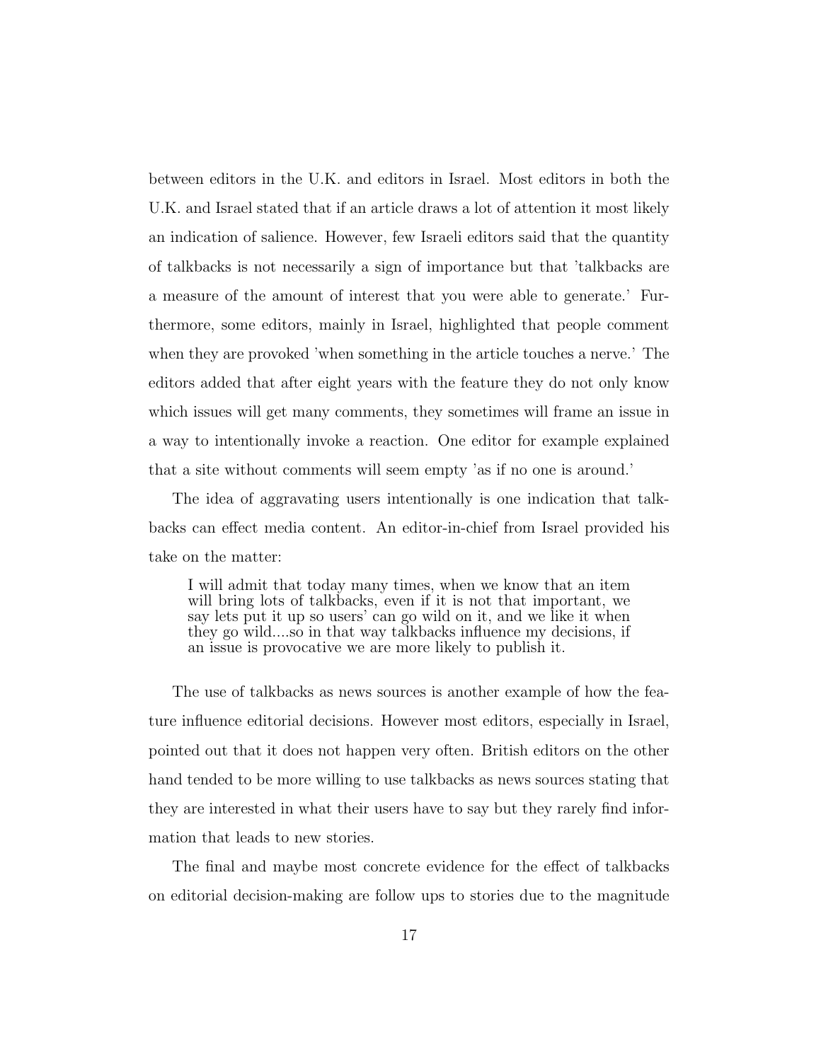between editors in the U.K. and editors in Israel. Most editors in both the U.K. and Israel stated that if an article draws a lot of attention it most likely an indication of salience. However, few Israeli editors said that the quantity of talkbacks is not necessarily a sign of importance but that 'talkbacks are a measure of the amount of interest that you were able to generate.' Furthermore, some editors, mainly in Israel, highlighted that people comment when they are provoked 'when something in the article touches a nerve.' The editors added that after eight years with the feature they do not only know which issues will get many comments, they sometimes will frame an issue in a way to intentionally invoke a reaction. One editor for example explained that a site without comments will seem empty 'as if no one is around.'

The idea of aggravating users intentionally is one indication that talkbacks can effect media content. An editor-in-chief from Israel provided his take on the matter:

> I will admit that today many times, when we know that an item will bring lots of talkbacks, even if it is not that important, we say lets put it up so users' can go wild on it, and we like it when they go wild....so in that way talkbacks influence my decisions, if an issue is provocative we are more likely to publish it.

The use of talkbacks as news sources is another example of how the feature influence editorial decisions. However most editors, especially in Israel, pointed out that it does not happen very often. British editors on the other hand tended to be more willing to use talkbacks as news sources stating that they are interested in what their users have to say but they rarely find information that leads to new stories.

The final and maybe most concrete evidence for the effect of talkbacks on editorial decision-making are follow ups to stories due to the magnitude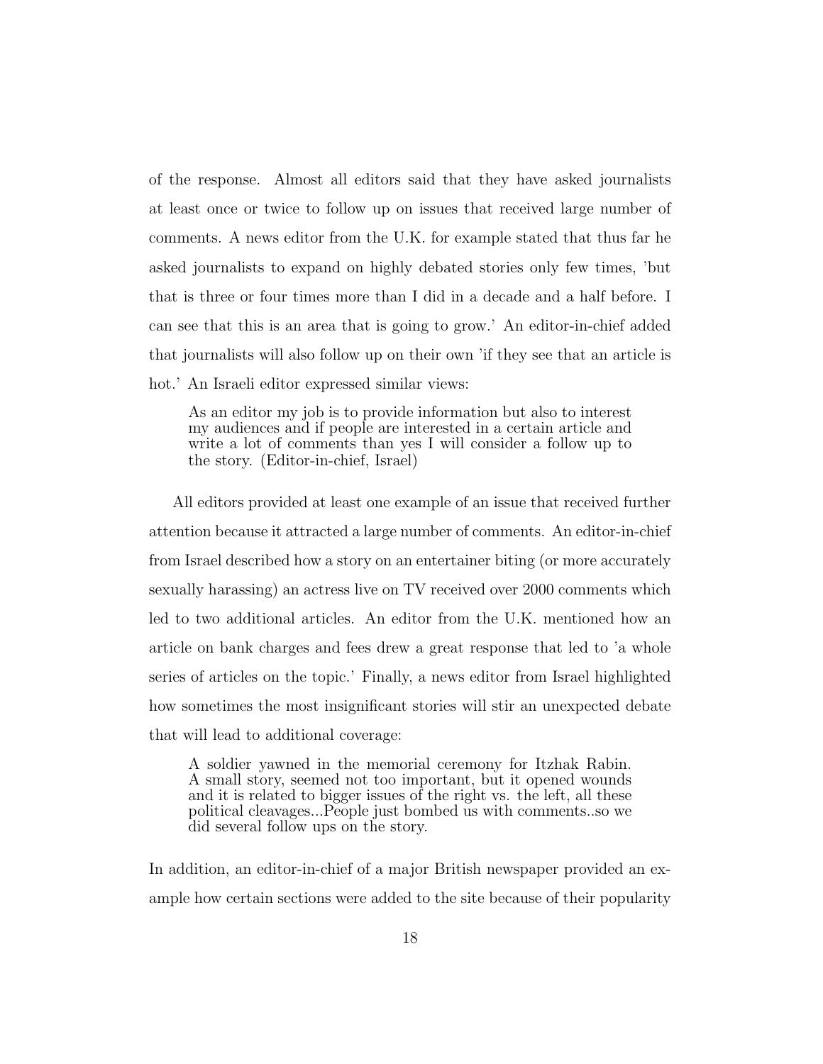of the response. Almost all editors said that they have asked journalists at least once or twice to follow up on issues that received large number of comments. A news editor from the U.K. for example stated that thus far he asked journalists to expand on highly debated stories only few times, 'but that is three or four times more than I did in a decade and a half before. I can see that this is an area that is going to grow.' An editor-in-chief added that journalists will also follow up on their own 'if they see that an article is hot.' An Israeli editor expressed similar views:

> As an editor my job is to provide information but also to interest my audiences and if people are interested in a certain article and write a lot of comments than yes I will consider a follow up to the story. (Editor-in-chief, Israel)

All editors provided at least one example of an issue that received further attention because it attracted a large number of comments. An editor-in-chief from Israel described how a story on an entertainer biting (or more accurately sexually harassing) an actress live on TV received over 2000 comments which led to two additional articles. An editor from the U.K. mentioned how an article on bank charges and fees drew a great response that led to 'a whole series of articles on the topic.' Finally, a news editor from Israel highlighted how sometimes the most insignificant stories will stir an unexpected debate that will lead to additional coverage:

> A soldier yawned in the memorial ceremony for Itzhak Rabin. A small story, seemed not too important, but it opened wounds and it is related to bigger issues of the right vs. the left, all these political cleavages...People just bombed us with comments..so we did several follow ups on the story.

In addition, an editor-in-chief of a major British newspaper provided an example how certain sections were added to the site because of their popularity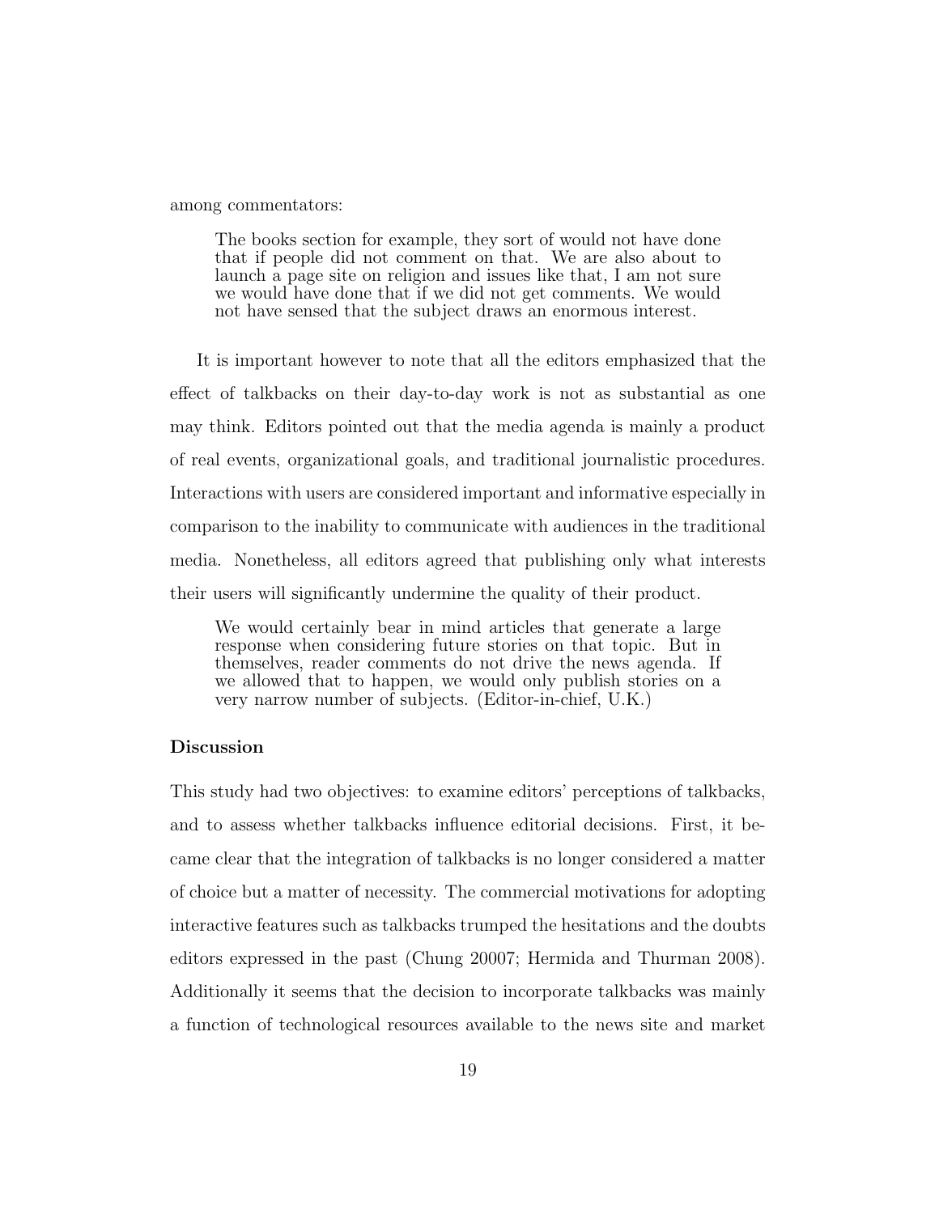among commentators:

> The books section for example, they sort of would not have done that if people did not comment on that. We are also about to launch a page site on religion and issues like that, I am not sure we would have done that if we did not get comments. We would not have sensed that the subject draws an enormous interest.

It is important however to note that all the editors emphasized that the effect of talkbacks on their day-to-day work is not as substantial as one may think. Editors pointed out that the media agenda is mainly a product of real events, organizational goals, and traditional journalistic procedures. Interactions with users are considered important and informative especially in comparison to the inability to communicate with audiences in the traditional media. Nonetheless, all editors agreed that publishing only what interests their users will significantly undermine the quality of their product.

> We would certainly bear in mind articles that generate a large response when considering future stories on that topic. But in themselves, reader comments do not drive the news agenda. If we allowed that to happen, we would only publish stories on a very narrow number of subjects. (Editor-in-chief, U.K.)

**Discussion**

This study had two objectives: to examine editors' perceptions of talkbacks, and to assess whether talkbacks influence editorial decisions. First, it became clear that the integration of talkbacks is no longer considered a matter of choice but a matter of necessity. The commercial motivations for adopting interactive features such as talkbacks trumped the hesitations and the doubts editors expressed in the past (Chung 20007; Hermida and Thurman 2008). Additionally it seems that the decision to incorporate talkbacks was mainly a function of technological resources available to the news site and market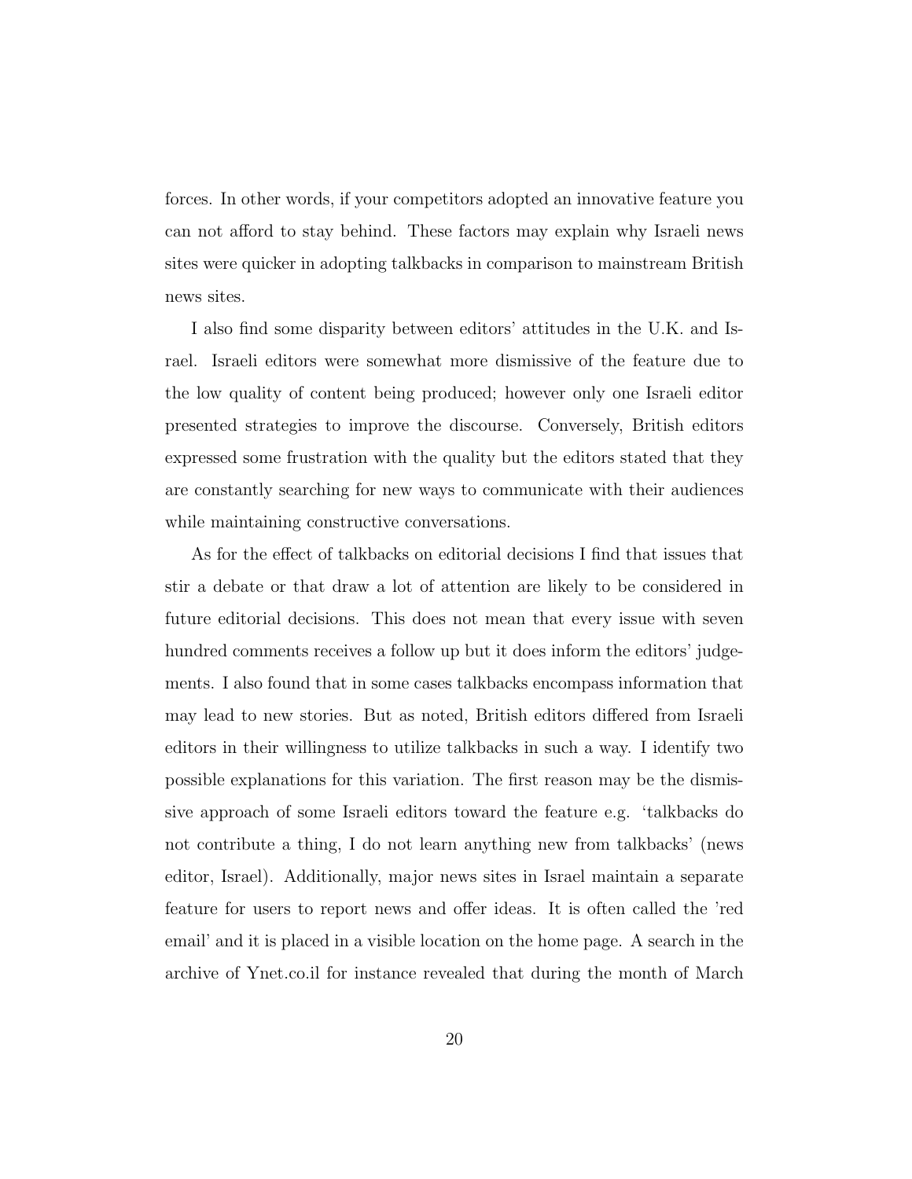forces. In other words, if your competitors adopted an innovative feature you can not afford to stay behind. These factors may explain why Israeli news sites were quicker in adopting talkbacks in comparison to mainstream British news sites.

I also find some disparity between editors' attitudes in the U.K. and Israel. Israeli editors were somewhat more dismissive of the feature due to the low quality of content being produced; however only one Israeli editor presented strategies to improve the discourse. Conversely, British editors expressed some frustration with the quality but the editors stated that they are constantly searching for new ways to communicate with their audiences while maintaining constructive conversations.

As for the effect of talkbacks on editorial decisions I find that issues that stir a debate or that draw a lot of attention are likely to be considered in future editorial decisions. This does not mean that every issue with seven hundred comments receives a follow up but it does inform the editors' judgements. I also found that in some cases talkbacks encompass information that may lead to new stories. But as noted, British editors differed from Israeli editors in their willingness to utilize talkbacks in such a way. I identify two possible explanations for this variation. The first reason may be the dismissive approach of some Israeli editors toward the feature e.g. 'talkbacks do not contribute a thing, I do not learn anything new from talkbacks' (news editor, Israel). Additionally, major news sites in Israel maintain a separate feature for users to report news and offer ideas. It is often called the 'red email' and it is placed in a visible location on the home page. A search in the archive of Ynet.co.il for instance revealed that during the month of March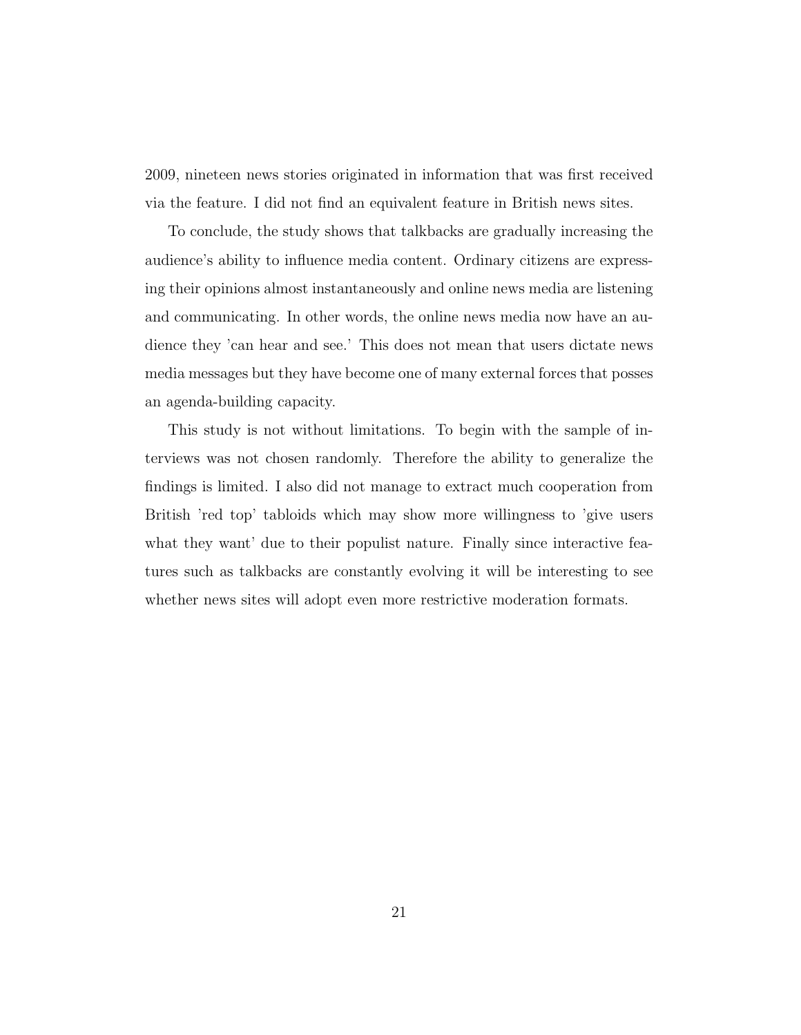2009, nineteen news stories originated in information that was first received via the feature. I did not find an equivalent feature in British news sites.

To conclude, the study shows that talkbacks are gradually increasing the audience's ability to influence media content. Ordinary citizens are expressing their opinions almost instantaneously and online news media are listening and communicating. In other words, the online news media now have an audience they 'can hear and see.' This does not mean that users dictate news media messages but they have become one of many external forces that posses an agenda-building capacity.

This study is not without limitations. To begin with the sample of interviews was not chosen randomly. Therefore the ability to generalize the findings is limited. I also did not manage to extract much cooperation from British 'red top' tabloids which may show more willingness to 'give users what they want' due to their populist nature. Finally since interactive features such as talkbacks are constantly evolving it will be interesting to see whether news sites will adopt even more restrictive moderation formats.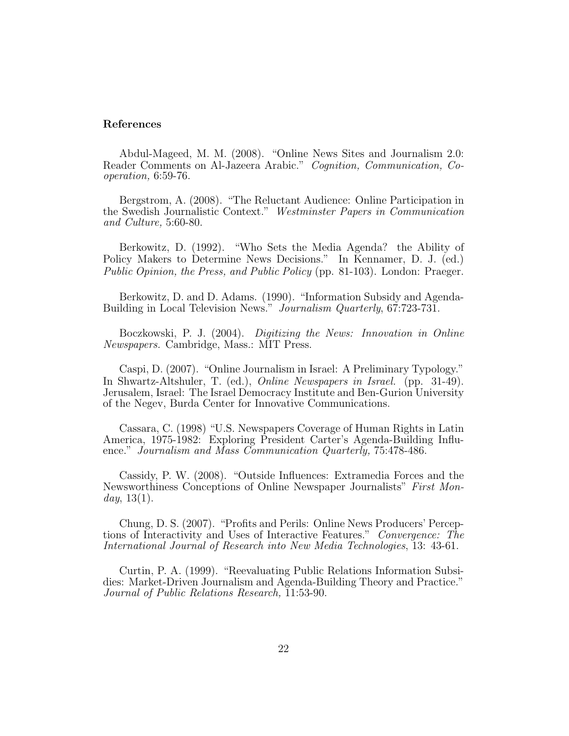## References

Abdul-Mageed, M. M. (2008). "Online News Sites and Journalism 2.0: Reader Comments on Al-Jazeera Arabic." *Cognition, Communication, Cooperation,* 6:59-76.

Bergstrom, A. (2008). "The Reluctant Audience: Online Participation in the Swedish Journalistic Context." *Westminster Papers in Communication and Culture,* 5:60-80.

Berkowitz, D. (1992). "Who Sets the Media Agenda? the Ability of Policy Makers to Determine News Decisions." In Kennamer, D. J. (ed.) *Public Opinion, the Press, and Public Policy* (pp. 81-103). London: Praeger.

Berkowitz, D. and D. Adams. (1990). "Information Subsidy and Agenda-Building in Local Television News." *Journalism Quarterly*, 67:723-731.

Boczkowski, P. J. (2004). *Digitizing the News: Innovation in Online Newspapers.* Cambridge, Mass.: MIT Press.

Caspi, D. (2007). "Online Journalism in Israel: A Preliminary Typology." In Shwartz-Altshuler, T. (ed.), *Online Newspapers in Israel.* (pp. 31-49). Jerusalem, Israel: The Israel Democracy Institute and Ben-Gurion University of the Negev, Burda Center for Innovative Communications.

Cassara, C. (1998) "U.S. Newspapers Coverage of Human Rights in Latin America, 1975-1982: Exploring President Carter's Agenda-Building Influence." *Journalism and Mass Communication Quarterly,* 75:478-486.

Cassidy, P. W. (2008). "Outside Influences: Extramedia Forces and the Newsworthiness Conceptions of Online Newspaper Journalists" *First Monday*, 13(1).

Chung, D. S. (2007). "Profits and Perils: Online News Producers' Perceptions of Interactivity and Uses of Interactive Features." *Convergence: The International Journal of Research into New Media Technologies*, 13: 43-61.

Curtin, P. A. (1999). "Reevaluating Public Relations Information Subsidies: Market-Driven Journalism and Agenda-Building Theory and Practice." *Journal of Public Relations Research,* 11:53-90.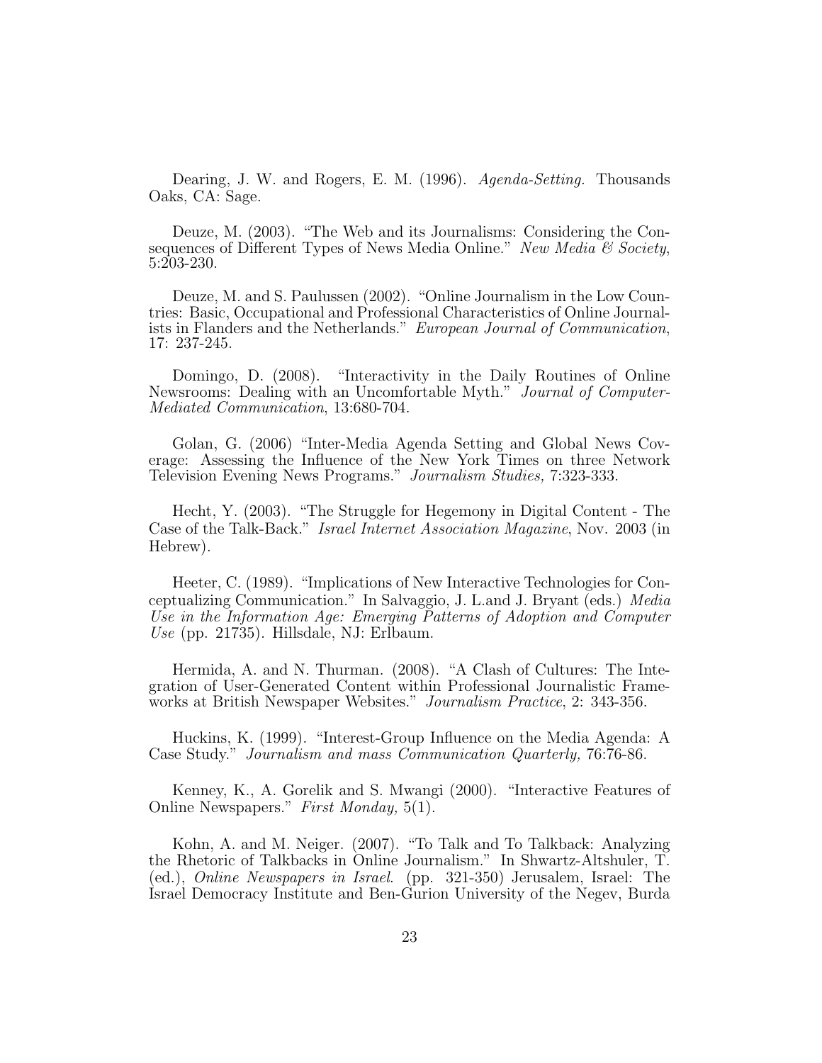Dearing, J. W. and Rogers, E. M. (1996). *Agenda-Setting.* Thousands Oaks, CA: Sage.

Deuze, M. (2003). "The Web and its Journalisms: Considering the Consequences of Different Types of News Media Online." *New Media & Society*, 5:203-230.

Deuze, M. and S. Paulussen (2002). "Online Journalism in the Low Countries: Basic, Occupational and Professional Characteristics of Online Journalists in Flanders and the Netherlands." *European Journal of Communication*, 17: 237-245.

Domingo, D. (2008). "Interactivity in the Daily Routines of Online Newsrooms: Dealing with an Uncomfortable Myth." *Journal of Computer-Mediated Communication*, 13:680-704.

Golan, G. (2006) "Inter-Media Agenda Setting and Global News Coverage: Assessing the Influence of the New York Times on three Network Television Evening News Programs." *Journalism Studies,* 7:323-333.

Hecht, Y. (2003). "The Struggle for Hegemony in Digital Content - The Case of the Talk-Back." *Israel Internet Association Magazine*, Nov. 2003 (in Hebrew).

Heeter, C. (1989). "Implications of New Interactive Technologies for Conceptualizing Communication." In Salvaggio, J. L.and J. Bryant (eds.) *Media Use in the Information Age: Emerging Patterns of Adoption and Computer Use* (pp. 21735). Hillsdale, NJ: Erlbaum.

Hermida, A. and N. Thurman. (2008). "A Clash of Cultures: The Integration of User-Generated Content within Professional Journalistic Frameworks at British Newspaper Websites." *Journalism Practice*, 2: 343-356.

Huckins, K. (1999). "Interest-Group Influence on the Media Agenda: A Case Study." *Journalism and mass Communication Quarterly,* 76:76-86.

Kenney, K., A. Gorelik and S. Mwangi (2000). "Interactive Features of Online Newspapers." *First Monday,* 5(1).

Kohn, A. and M. Neiger. (2007). "To Talk and To Talkback: Analyzing the Rhetoric of Talkbacks in Online Journalism." In Shwartz-Altshuler, T. (ed.), *Online Newspapers in Israel.* (pp. 321-350) Jerusalem, Israel: The Israel Democracy Institute and Ben-Gurion University of the Negev, Burda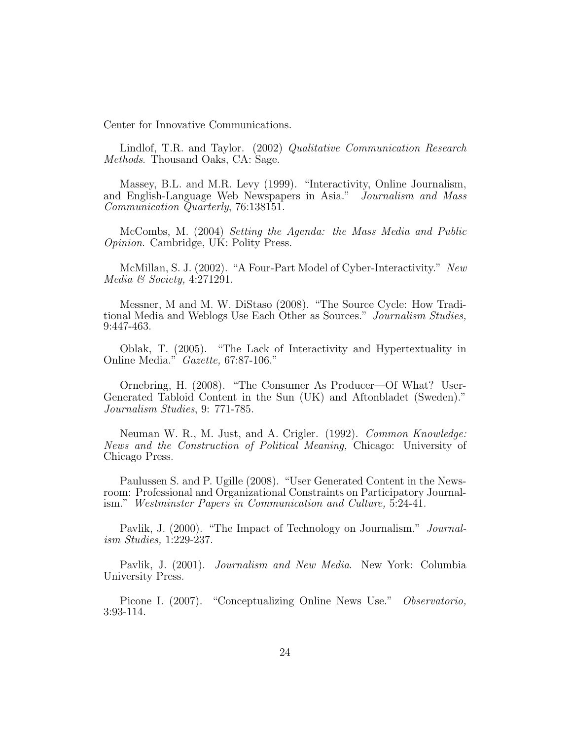Center for Innovative Communications.

Lindlof, T.R. and Taylor. (2002) *Qualitative Communication Research Methods*. Thousand Oaks, CA: Sage.

Massey, B.L. and M.R. Levy (1999). "Interactivity, Online Journalism, and English-Language Web Newspapers in Asia." *Journalism and Mass Communication Quarterly*, 76:138151.

McCombs, M. (2004) *Setting the Agenda: the Mass Media and Public Opinion.* Cambridge, UK: Polity Press.

McMillan, S. J. (2002). "A Four-Part Model of Cyber-Interactivity." *New Media & Society,* 4:271291.

Messner, M and M. W. DiStaso (2008). "The Source Cycle: How Traditional Media and Weblogs Use Each Other as Sources." *Journalism Studies,* 9:447-463.

Oblak, T. (2005). "The Lack of Interactivity and Hypertextuality in Online Media." *Gazette,* 67:87-106."

Ornebring, H. (2008). "The Consumer As Producer—Of What? User-Generated Tabloid Content in the Sun (UK) and Aftonbladet (Sweden)." *Journalism Studies*, 9: 771-785.

Neuman W. R., M. Just, and A. Crigler. (1992). *Common Knowledge: News and the Construction of Political Meaning,* Chicago: University of Chicago Press.

Paulussen S. and P. Ugille (2008). "User Generated Content in the Newsroom: Professional and Organizational Constraints on Participatory Journalism." *Westminster Papers in Communication and Culture,* 5:24-41.

Pavlik, J. (2000). "The Impact of Technology on Journalism." *Journalism Studies,* 1:229-237.

Pavlik, J. (2001). *Journalism and New Media.* New York: Columbia University Press.

Picone I. (2007). "Conceptualizing Online News Use." *Observatorio,* 3:93-114.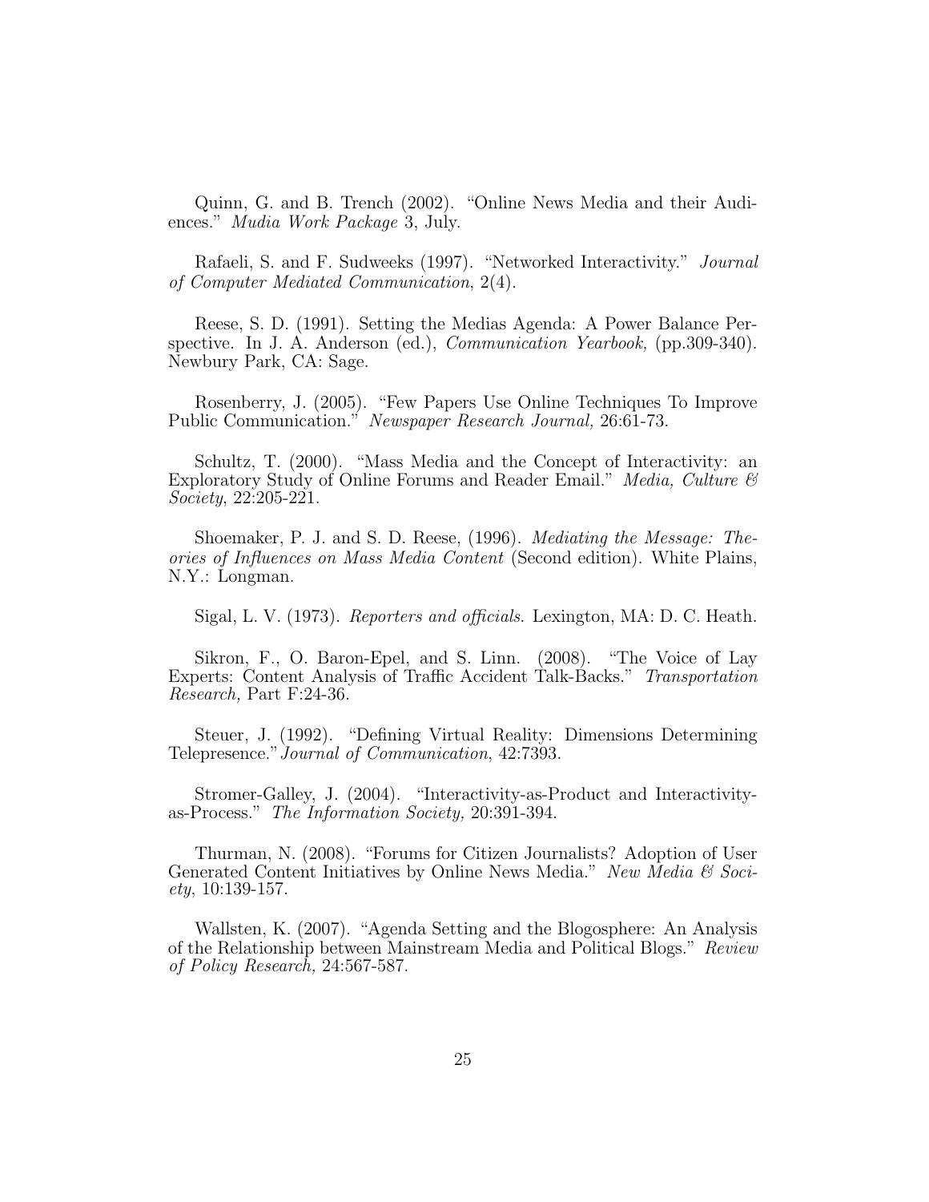Quinn, G. and B. Trench (2002). "Online News Media and their Audiences." *Mudia Work Package* 3, July.

Rafaeli, S. and F. Sudweeks (1997). "Networked Interactivity." *Journal of Computer Mediated Communication*, 2(4).

Reese, S. D. (1991). Setting the Medias Agenda: A Power Balance Perspective. In J. A. Anderson (ed.), *Communication Yearbook,* (pp.309-340). Newbury Park, CA: Sage.

Rosenberry, J. (2005). "Few Papers Use Online Techniques To Improve Public Communication." *Newspaper Research Journal,* 26:61-73.

Schultz, T. (2000). "Mass Media and the Concept of Interactivity: an Exploratory Study of Online Forums and Reader Email." *Media, Culture & Society*, 22:205-221.

Shoemaker, P. J. and S. D. Reese, (1996). *Mediating the Message: Theories of Influences on Mass Media Content* (Second edition). White Plains, N.Y.: Longman.

Sigal, L. V. (1973). *Reporters and officials.* Lexington, MA: D. C. Heath.

Sikron, F., O. Baron-Epel, and S. Linn. (2008). "The Voice of Lay Experts: Content Analysis of Traffic Accident Talk-Backs." *Transportation Research,* Part F:24-36.

Steuer, J. (1992). "Defining Virtual Reality: Dimensions Determining Telepresence." *Journal of Communication*, 42:7393.

Stromer-Galley, J. (2004). "Interactivity-as-Product and Interactivity-as-Process." *The Information Society,* 20:391-394.

Thurman, N. (2008). "Forums for Citizen Journalists? Adoption of User Generated Content Initiatives by Online News Media." *New Media & Society*, 10:139-157.

Wallsten, K. (2007). "Agenda Setting and the Blogosphere: An Analysis of the Relationship between Mainstream Media and Political Blogs." *Review of Policy Research,* 24:567-587.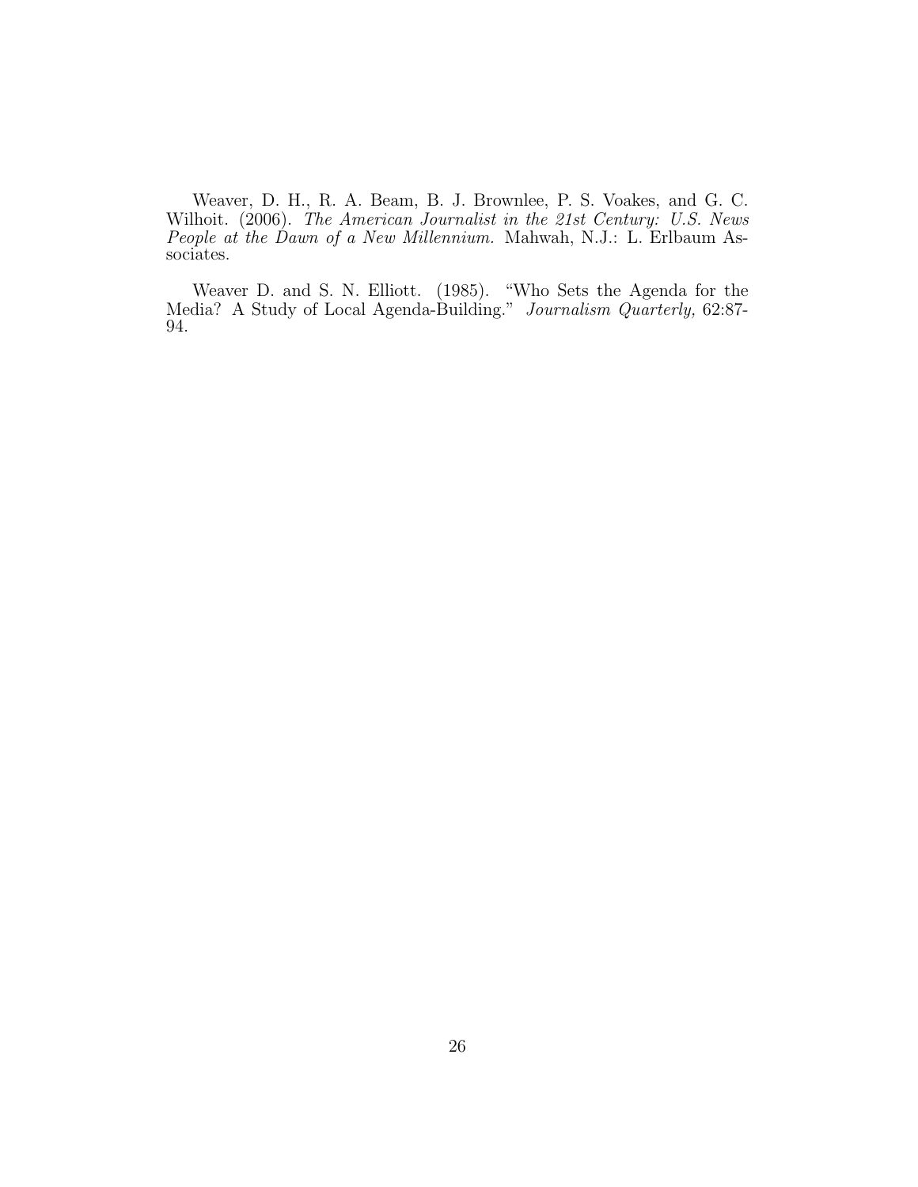Weaver, D. H., R. A. Beam, B. J. Brownlee, P. S. Voakes, and G. C. Wilhoit. (2006). *The American Journalist in the 21st Century: U.S. News People at the Dawn of a New Millennium.* Mahwah, N.J.: L. Erlbaum Associates.

Weaver D. and S. N. Elliott. (1985). "Who Sets the Agenda for the Media? A Study of Local Agenda-Building." *Journalism Quarterly,* 62:87-94.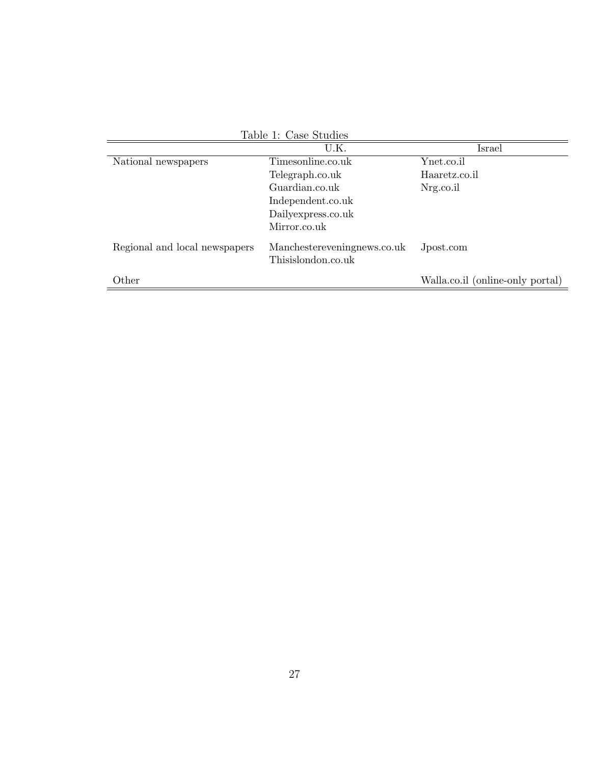Table 1: Case Studies

| | U.K. | Israel |
|---|---|---|
| National newspapers | Timesonline.co.uk | Ynet.co.il |
| | Telegraph.co.uk | Haaretz.co.il |
| | Guardian.co.uk | Nrg.co.il |
| | Independent.co.uk | |
| | Dailyexpress.co.uk | |
| | Mirror.co.uk | |
| Regional and local newspapers | Manchestereveningnews.co.uk | Jpost.com |
| | Thisislondon.co.uk | |
| Other | | Walla.co.il (online-only portal) |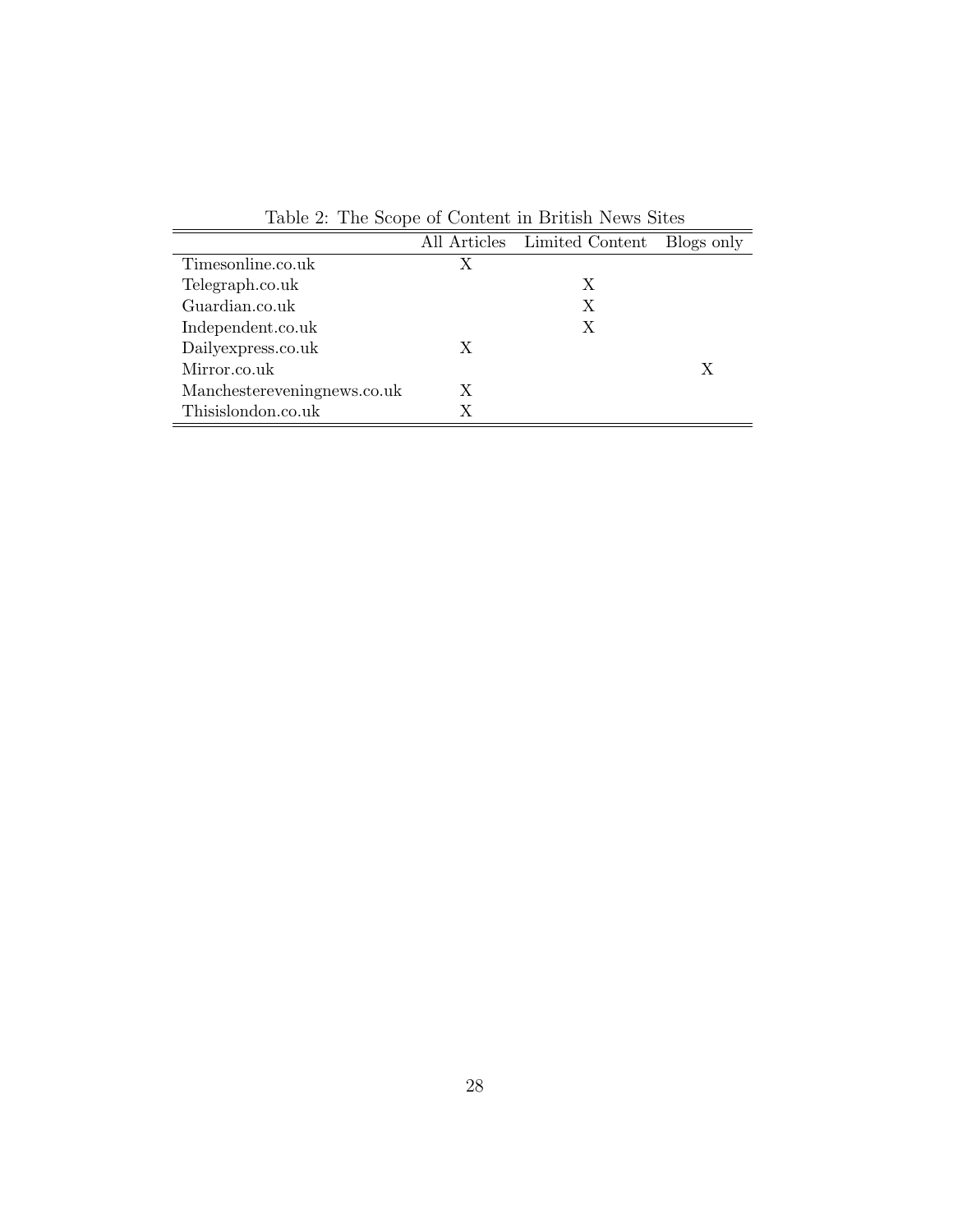Table 2: The Scope of Content in British News Sites

| | All Articles | Limited Content | Blogs only |
|---|---|---|---|
| Timesonline.co.uk | X | | |
| Telegraph.co.uk | | X | |
| Guardian.co.uk | | X | |
| Independent.co.uk | | X | |
| Dailyexpress.co.uk | X | | |
| Mirror.co.uk | | | X |
| Manchestereveningnews.co.uk | X | | |
| Thisislondon.co.uk | X | | |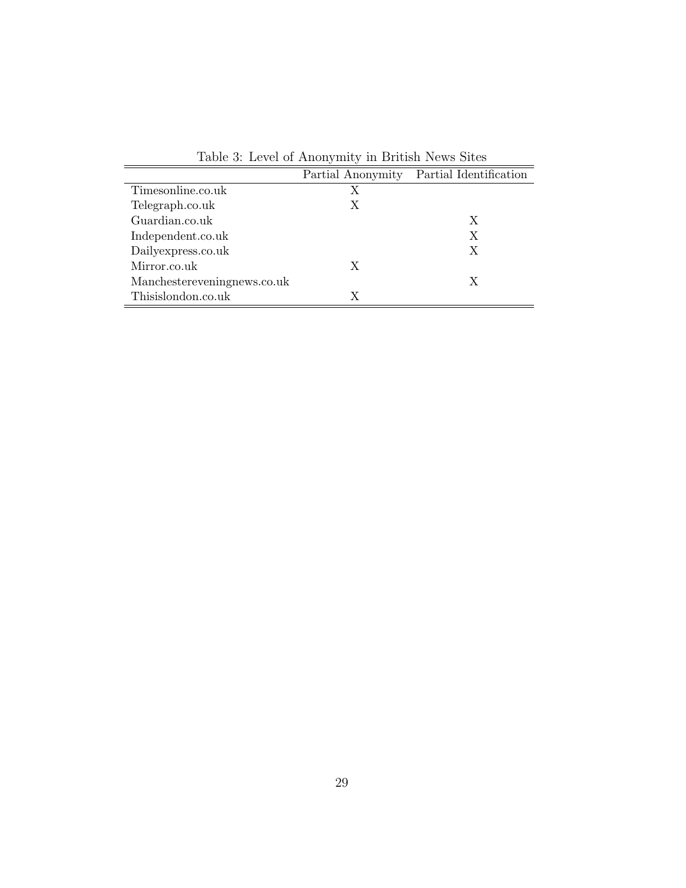Table 3: Level of Anonymity in British News Sites

| | Partial Anonymity | Partial Identification |
|---|---|---|
| Timesonline.co.uk | X | |
| Telegraph.co.uk | X | |
| Guardian.co.uk | | X |
| Independent.co.uk | | X |
| Dailyexpress.co.uk | | X |
| Mirror.co.uk | X | |
| Manchestereveningnews.co.uk | | X |
| Thisislondon.co.uk | X | |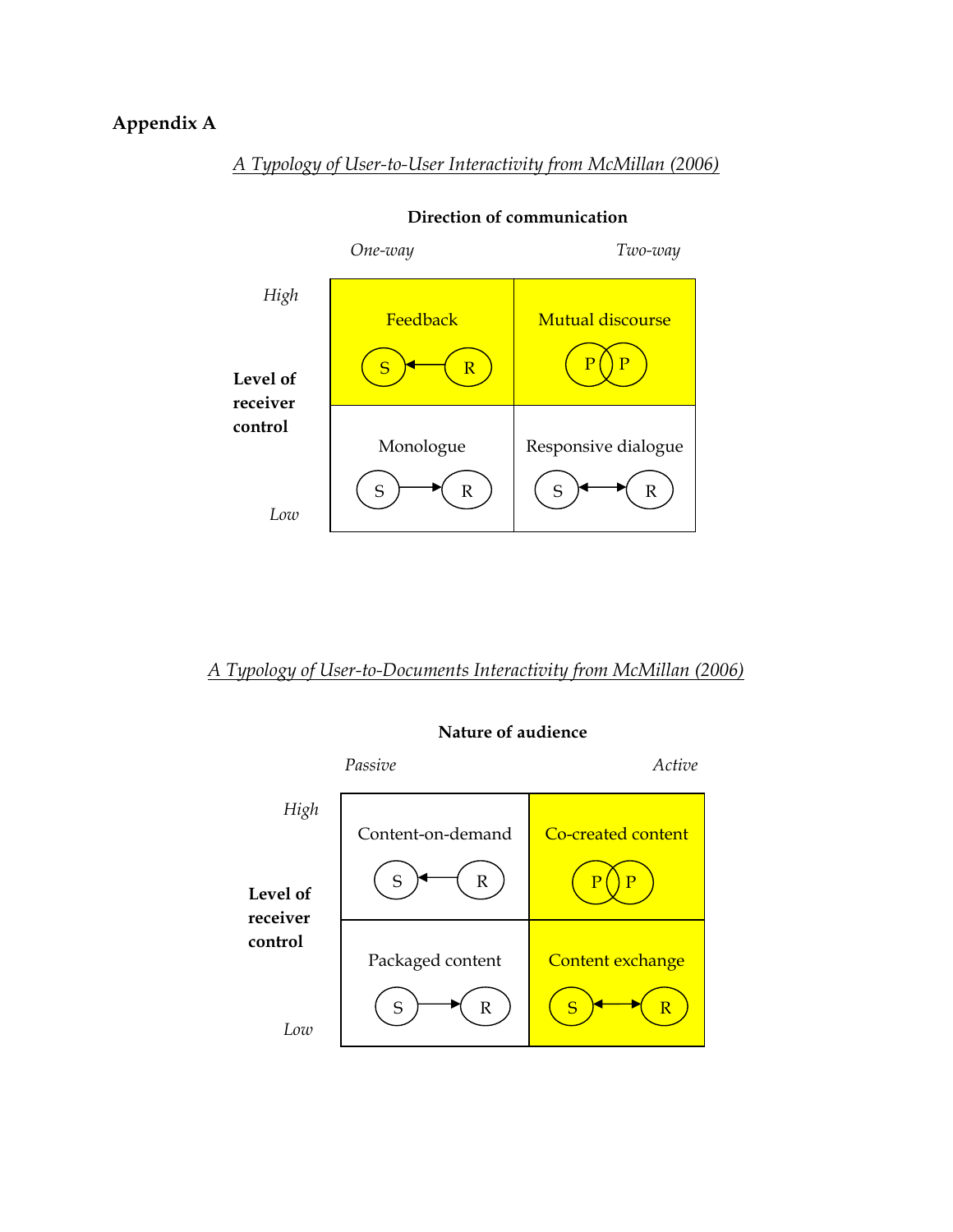# Appendix A

<u>*A Typology of User-to-User Interactivity from McMillan (2006)*</u>

**Direction of communication**

*One-way*

*Two-way*

*High*

**Level of receiver control**

*Low*

Feedback

S R

Mutual discourse

P P

Monologue

S R

Responsive dialogue

S R

<u>*A Typology of User-to-Documents Interactivity from McMillan (2006)*</u>

**Nature of audience**

*Passive*

*Active*

*High*

**Level of receiver control**

*Low*

Content-on-demand

S R

Co-created content

P P

Packaged content

S R

Content exchange

S R